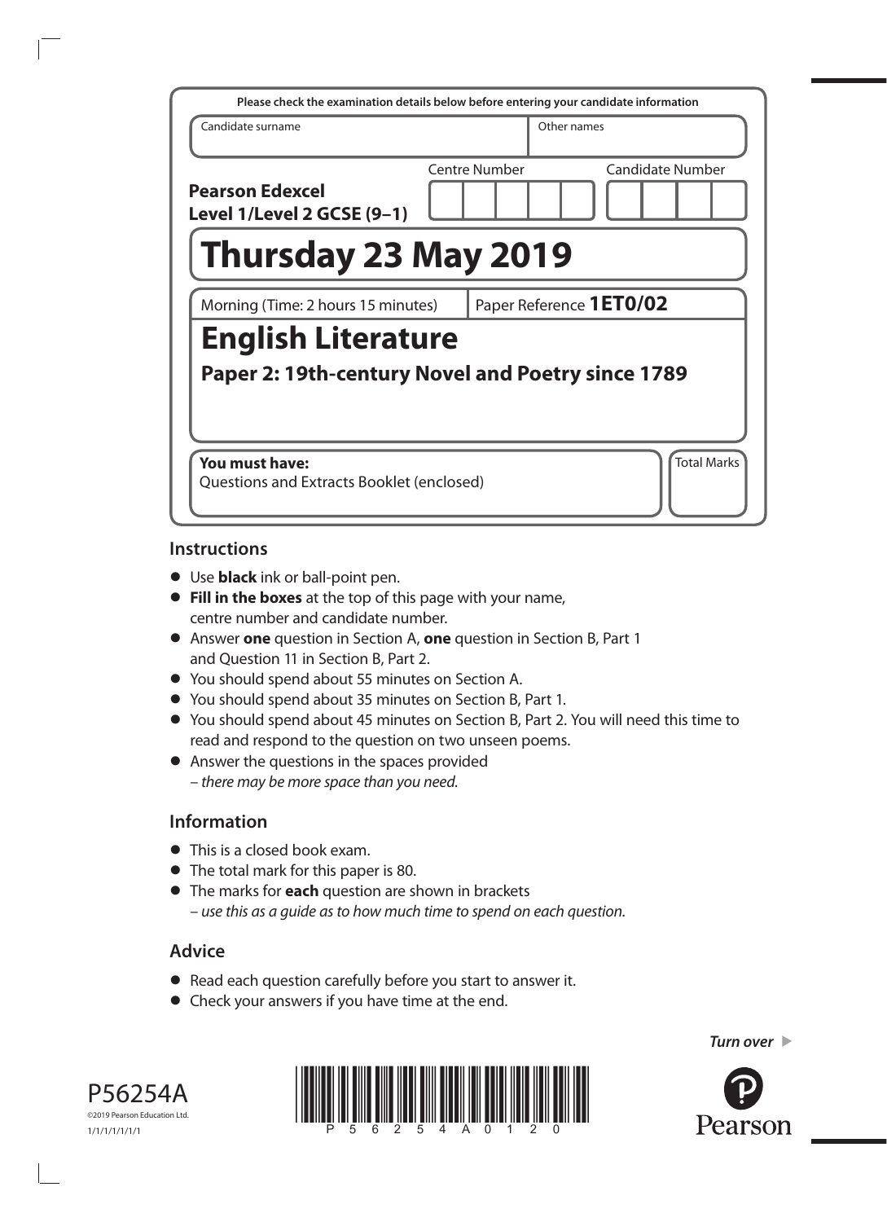Please check the examination details below before entering your candidate information

| Candidate surname | Other names |
| --- | --- |
| | |

**Pearson Edexcel Level 1/Level 2 GCSE (9–1)**

Centre Number | Candidate Number

# Thursday 23 May 2019

Morning (Time: 2 hours 15 minutes) | Paper Reference **1ET0/02**

# English Literature

## Paper 2: 19th-century Novel and Poetry since 1789

**You must have:**
Questions and Extracts Booklet (enclosed)

Total Marks

## Instructions

- Use **black** ink or ball-point pen.
- **Fill in the boxes** at the top of this page with your name, centre number and candidate number.
- Answer **one** question in Section A, **one** question in Section B, Part 1 and Question 11 in Section B, Part 2.
- You should spend about 55 minutes on Section A.
- You should spend about 35 minutes on Section B, Part 1.
- You should spend about 45 minutes on Section B, Part 2. You will need this time to read and respond to the question on two unseen poems.
- Answer the questions in the spaces provided
  – *there may be more space than you need.*

## Information

- This is a closed book exam.
- The total mark for this paper is 80.
- The marks for **each** question are shown in brackets
  – *use this as a guide as to how much time to spend on each question.*

## Advice

- Read each question carefully before you start to answer it.
- Check your answers if you have time at the end.

*Turn over* ▶

P56254A
©2019 Pearson Education Ltd.
1/1/1/1/1/1/1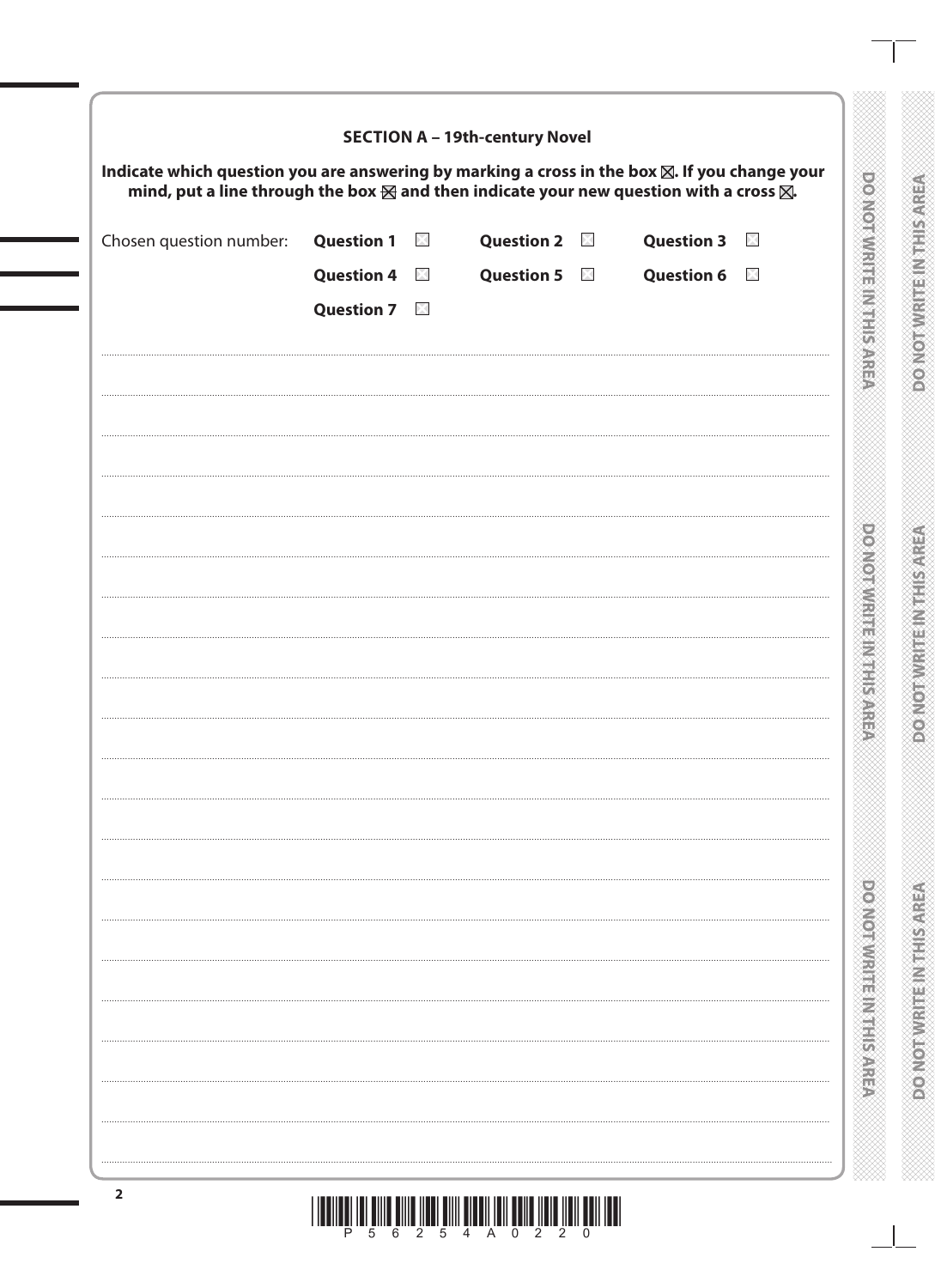## SECTION A – 19th-century Novel

**Indicate which question you are answering by marking a cross in the box ☒. If you change your mind, put a line through the box ☒ and then indicate your new question with a cross ☒.**

Chosen question number: **Question 1** ☐ **Question 2** ☐ **Question 3** ☐

**Question 4** ☐ **Question 5** ☐ **Question 6** ☐

**Question 7** ☐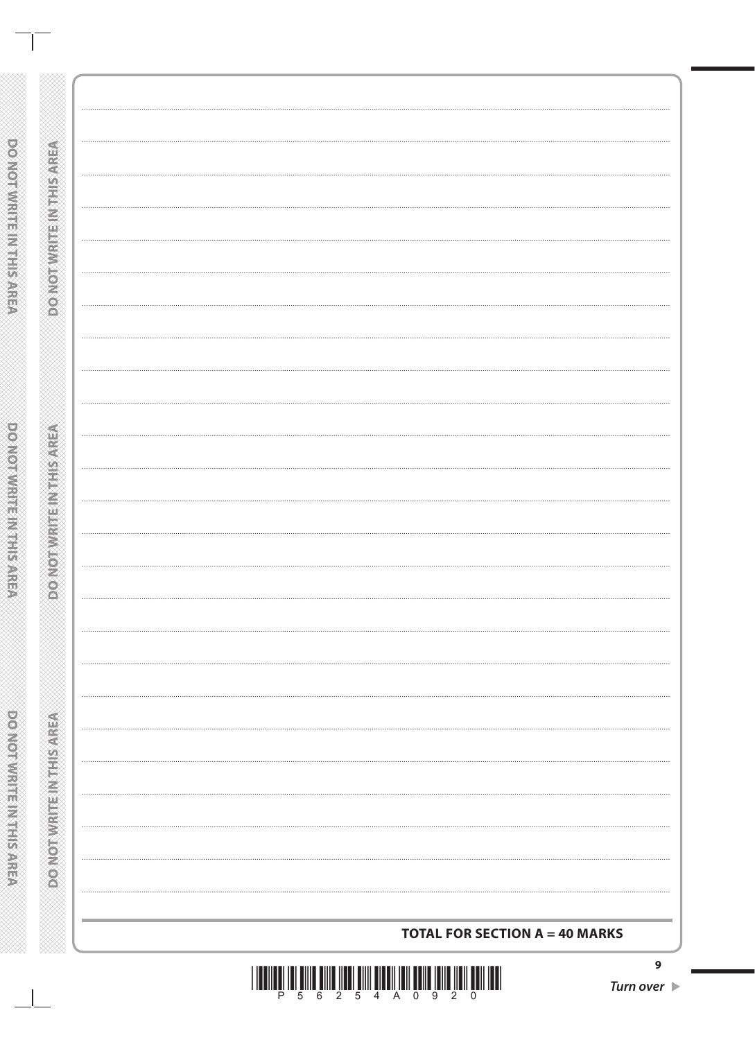**TOTAL FOR SECTION A = 40 MARKS**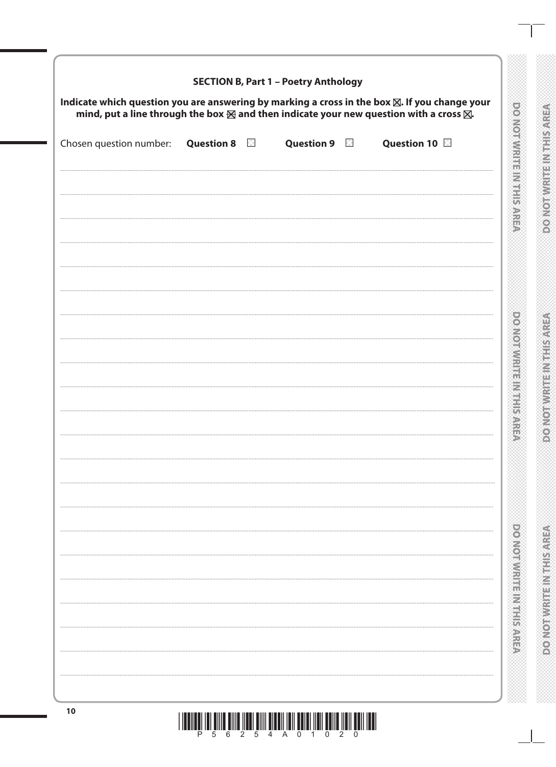## SECTION B, Part 1 – Poetry Anthology

**Indicate which question you are answering by marking a cross in the box ☒. If you change your mind, put a line through the box ☒ and then indicate your new question with a cross ☒.**

Chosen question number: **Question 8** ☐ **Question 9** ☐ **Question 10** ☐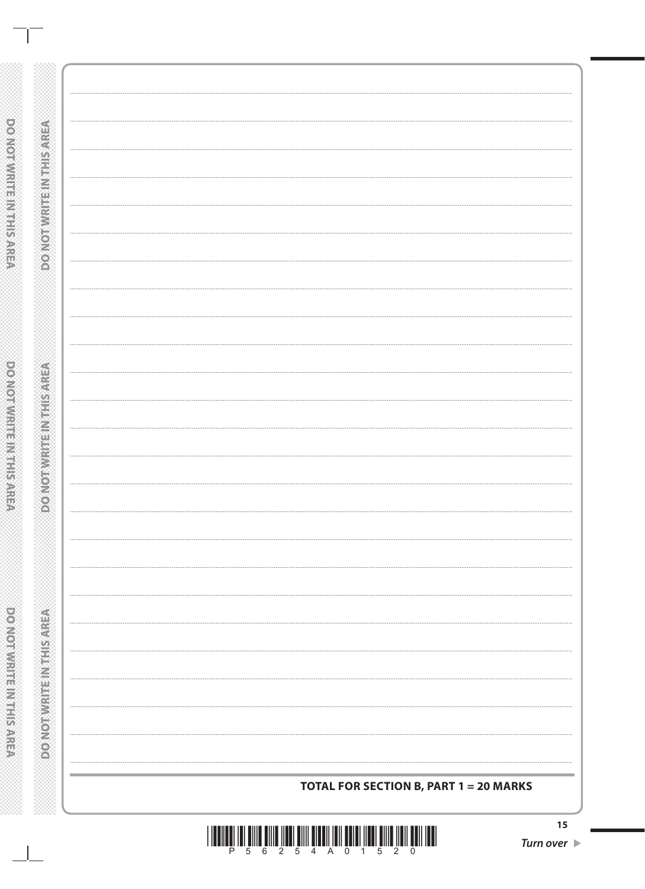**TOTAL FOR SECTION B, PART 1 = 20 MARKS**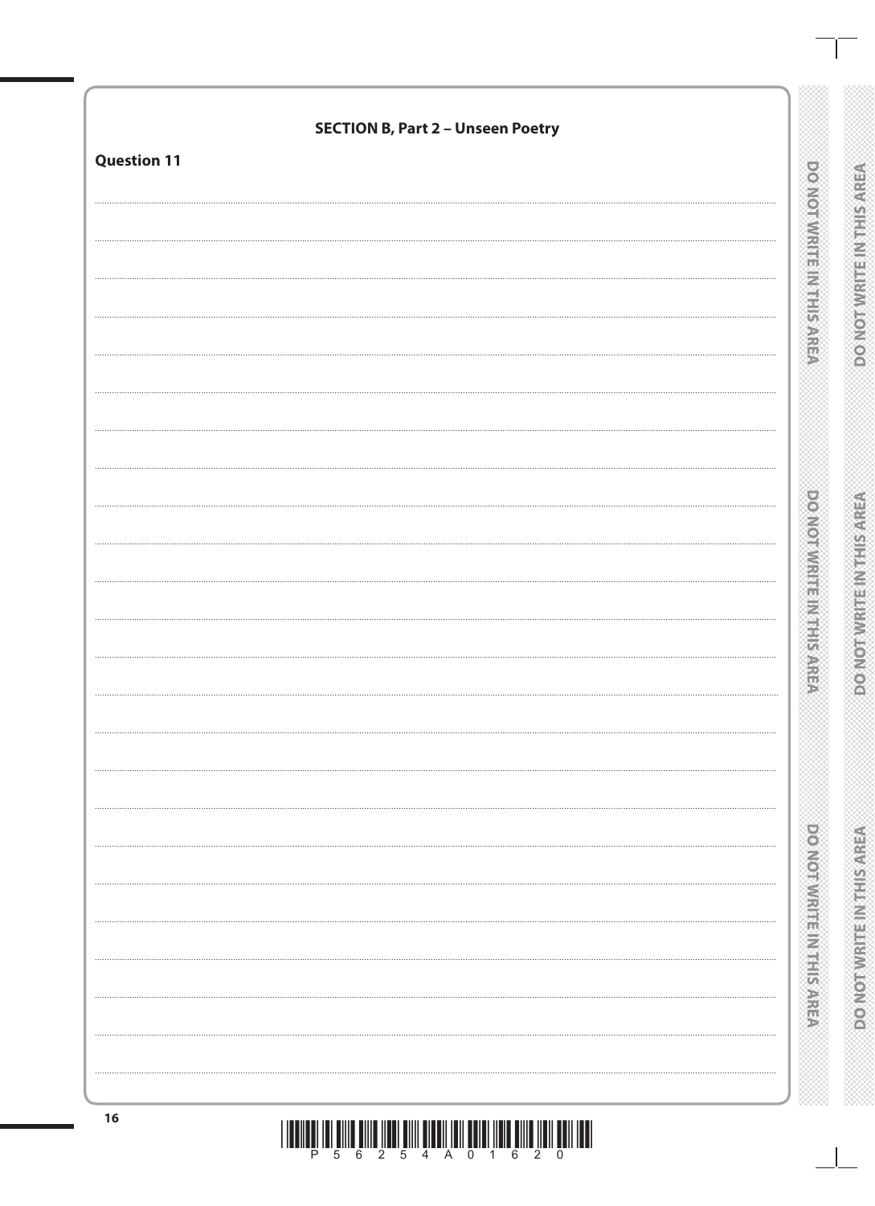**SECTION B, Part 2 – Unseen Poetry**

**Question 11**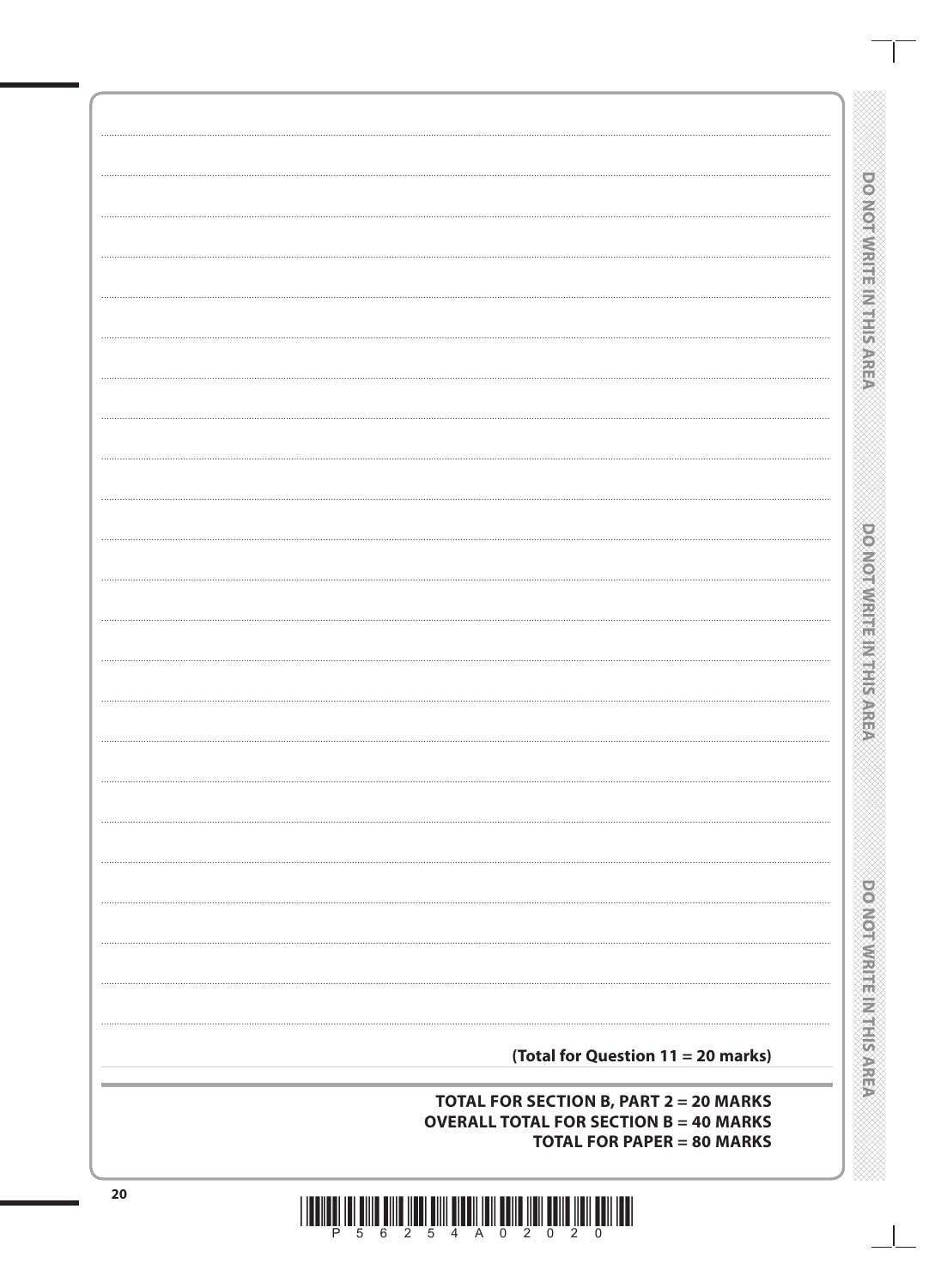**(Total for Question 11 = 20 marks)**

**TOTAL FOR SECTION B, PART 2 = 20 MARKS**
**OVERALL TOTAL FOR SECTION B = 40 MARKS**
**TOTAL FOR PAPER = 80 MARKS**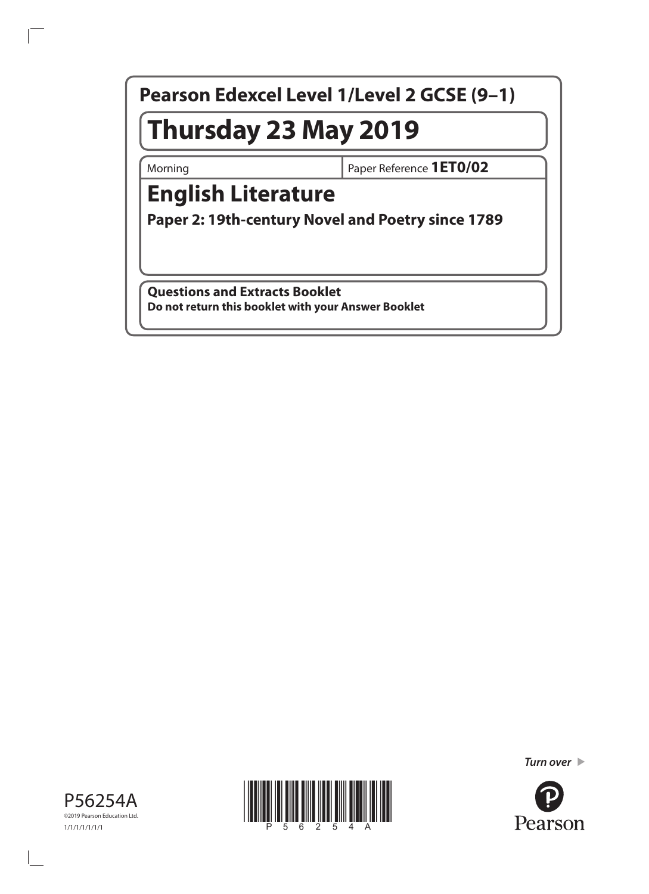**Pearson Edexcel Level 1/Level 2 GCSE (9–1)**

# Thursday 23 May 2019

| Morning | Paper Reference **1ET0/02** |
| --- | --- |

# English Literature

## Paper 2: 19th-century Novel and Poetry since 1789

**Questions and Extracts Booklet**

**Do not return this booklet with your Answer Booklet**

*Turn over*

P56254A

©2019 Pearson Education Ltd.

1/1/1/1/1/1/1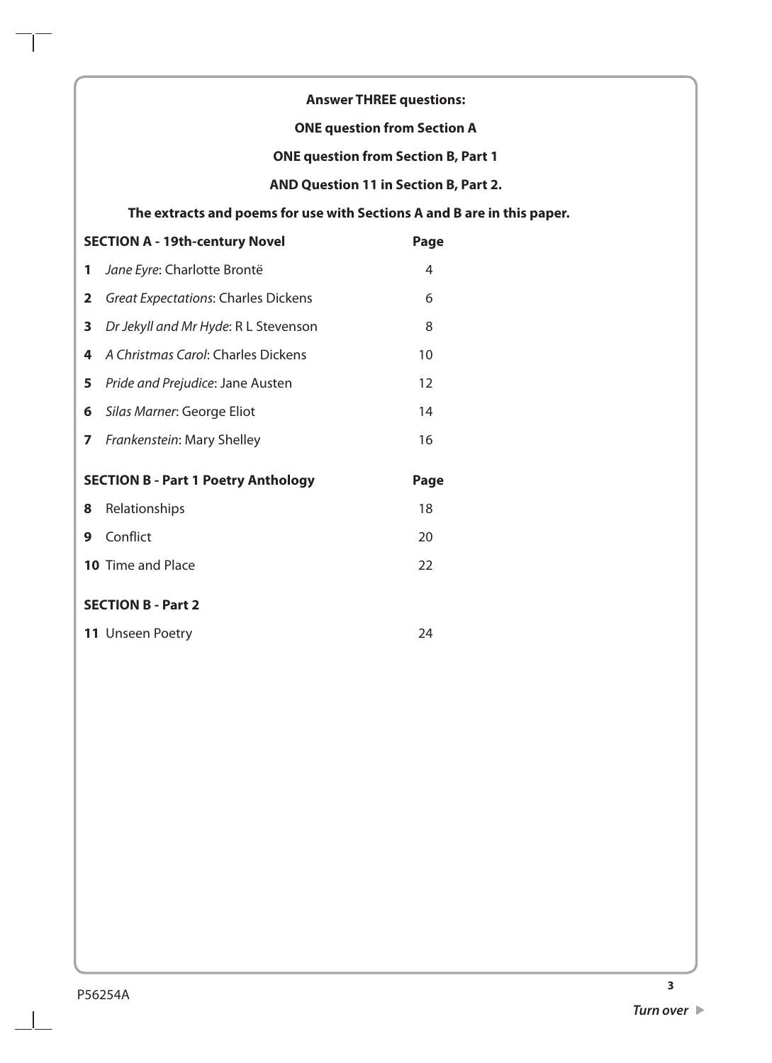**Answer THREE questions:**

**ONE question from Section A**

**ONE question from Section B, Part 1**

**AND Question 11 in Section B, Part 2.**

**The extracts and poems for use with Sections A and B are in this paper.**

| **SECTION A - 19th-century Novel** | **Page** |
|---|---|
| **1** *Jane Eyre*: Charlotte Brontë | 4 |
| **2** *Great Expectations*: Charles Dickens | 6 |
| **3** *Dr Jekyll and Mr Hyde*: R L Stevenson | 8 |
| **4** *A Christmas Carol*: Charles Dickens | 10 |
| **5** *Pride and Prejudice*: Jane Austen | 12 |
| **6** *Silas Marner*: George Eliot | 14 |
| **7** *Frankenstein*: Mary Shelley | 16 |

| **SECTION B - Part 1 Poetry Anthology** | **Page** |
|---|---|
| **8** Relationships | 18 |
| **9** Conflict | 20 |
| **10** Time and Place | 22 |

| **SECTION B - Part 2** | |
|---|---|
| **11** Unseen Poetry | 24 |

P56254A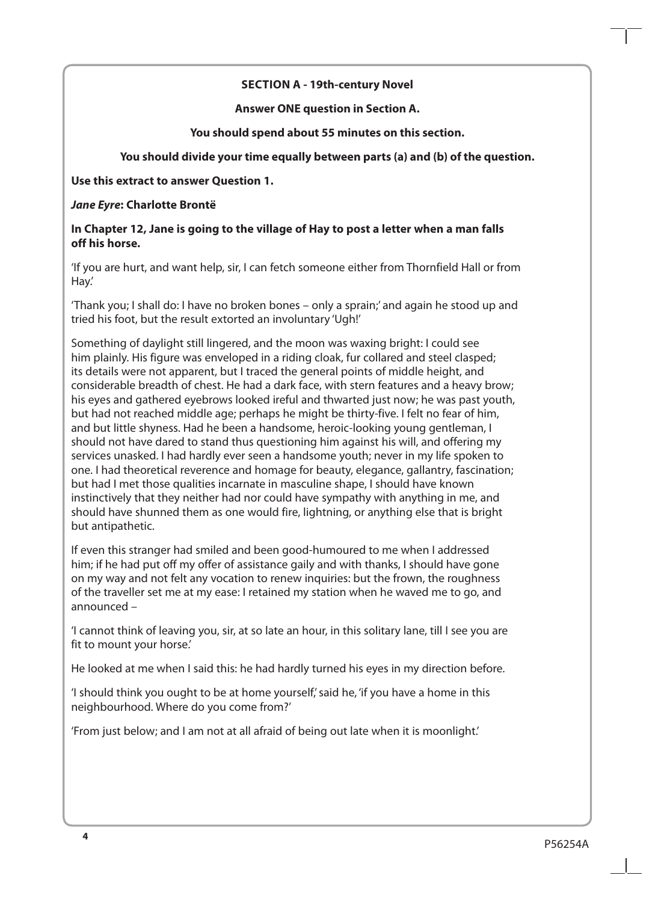**SECTION A - 19th-century Novel**

**Answer ONE question in Section A.**

**You should spend about 55 minutes on this section.**

**You should divide your time equally between parts (a) and (b) of the question.**

**Use this extract to answer Question 1.**

***Jane Eyre*: Charlotte Brontë**

**In Chapter 12, Jane is going to the village of Hay to post a letter when a man falls off his horse.**

'If you are hurt, and want help, sir, I can fetch someone either from Thornfield Hall or from Hay.'

'Thank you; I shall do: I have no broken bones – only a sprain;' and again he stood up and tried his foot, but the result extorted an involuntary 'Ugh!'

Something of daylight still lingered, and the moon was waxing bright: I could see him plainly. His figure was enveloped in a riding cloak, fur collared and steel clasped; its details were not apparent, but I traced the general points of middle height, and considerable breadth of chest. He had a dark face, with stern features and a heavy brow; his eyes and gathered eyebrows looked ireful and thwarted just now; he was past youth, but had not reached middle age; perhaps he might be thirty-five. I felt no fear of him, and but little shyness. Had he been a handsome, heroic-looking young gentleman, I should not have dared to stand thus questioning him against his will, and offering my services unasked. I had hardly ever seen a handsome youth; never in my life spoken to one. I had theoretical reverence and homage for beauty, elegance, gallantry, fascination; but had I met those qualities incarnate in masculine shape, I should have known instinctively that they neither had nor could have sympathy with anything in me, and should have shunned them as one would fire, lightning, or anything else that is bright but antipathetic.

If even this stranger had smiled and been good-humoured to me when I addressed him; if he had put off my offer of assistance gaily and with thanks, I should have gone on my way and not felt any vocation to renew inquiries: but the frown, the roughness of the traveller set me at my ease: I retained my station when he waved me to go, and announced –

'I cannot think of leaving you, sir, at so late an hour, in this solitary lane, till I see you are fit to mount your horse.'

He looked at me when I said this: he had hardly turned his eyes in my direction before.

'I should think you ought to be at home yourself,' said he, 'if you have a home in this neighbourhood. Where do you come from?'

'From just below; and I am not at all afraid of being out late when it is moonlight.'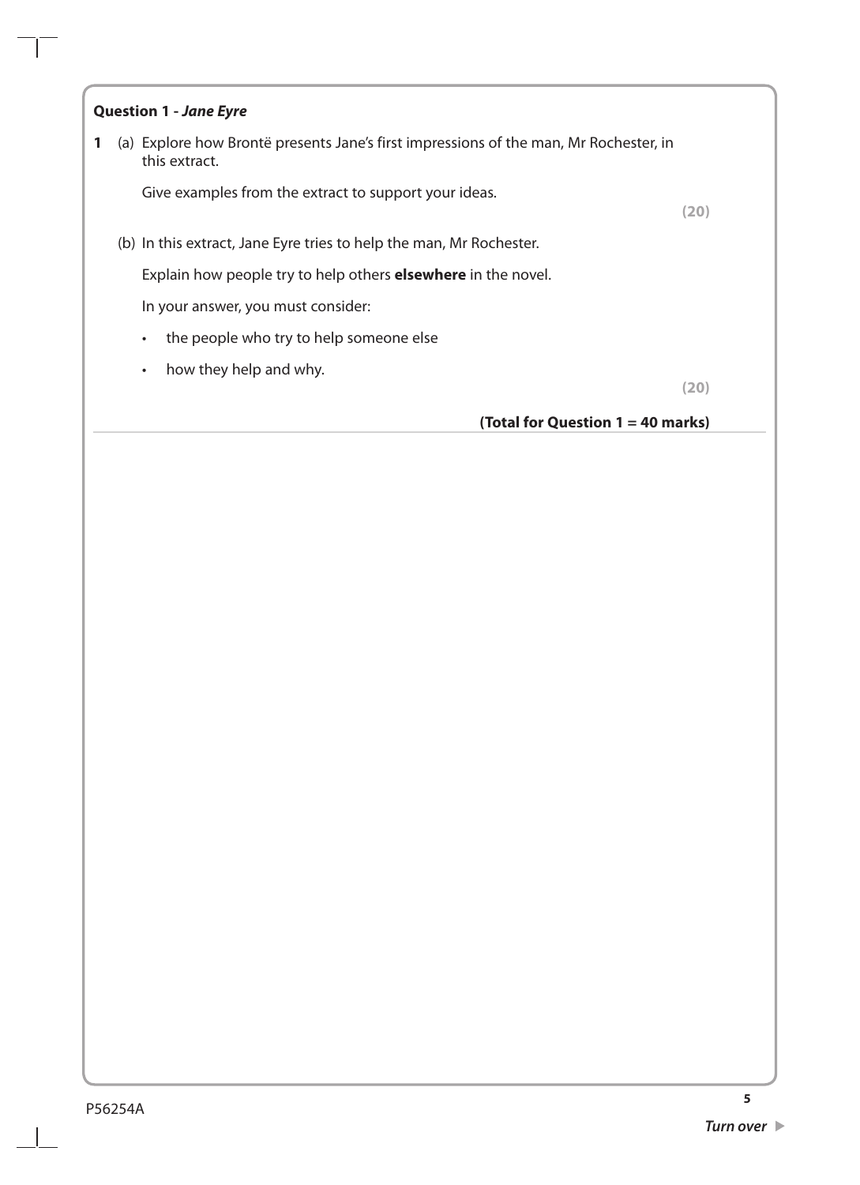**Question 1 - *Jane Eyre***

**1** (a) Explore how Brontë presents Jane's first impressions of the man, Mr Rochester, in this extract.

Give examples from the extract to support your ideas.

**(20)**

(b) In this extract, Jane Eyre tries to help the man, Mr Rochester.

Explain how people try to help others **elsewhere** in the novel.

In your answer, you must consider:

- the people who try to help someone else
- how they help and why.

**(20)**

**(Total for Question 1 = 40 marks)**

P56254A

*Turn over* ▶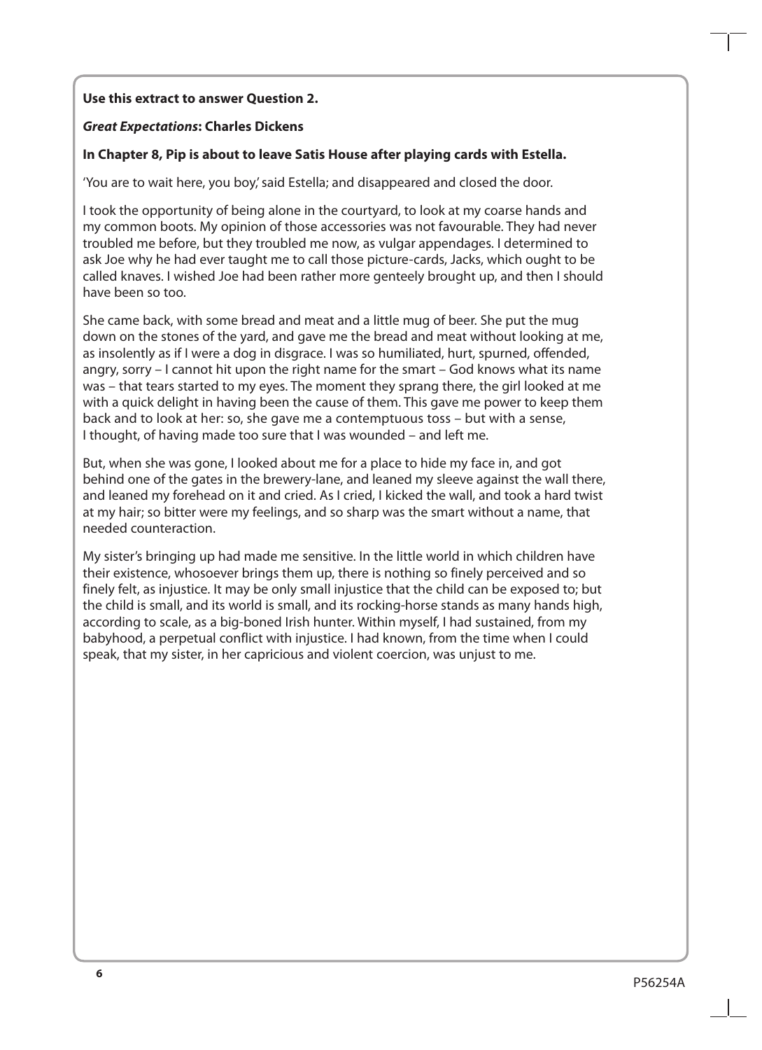**Use this extract to answer Question 2.**

***Great Expectations*: Charles Dickens**

**In Chapter 8, Pip is about to leave Satis House after playing cards with Estella.**

'You are to wait here, you boy,' said Estella; and disappeared and closed the door.

I took the opportunity of being alone in the courtyard, to look at my coarse hands and my common boots. My opinion of those accessories was not favourable. They had never troubled me before, but they troubled me now, as vulgar appendages. I determined to ask Joe why he had ever taught me to call those picture-cards, Jacks, which ought to be called knaves. I wished Joe had been rather more genteely brought up, and then I should have been so too.

She came back, with some bread and meat and a little mug of beer. She put the mug down on the stones of the yard, and gave me the bread and meat without looking at me, as insolently as if I were a dog in disgrace. I was so humiliated, hurt, spurned, offended, angry, sorry – I cannot hit upon the right name for the smart – God knows what its name was – that tears started to my eyes. The moment they sprang there, the girl looked at me with a quick delight in having been the cause of them. This gave me power to keep them back and to look at her: so, she gave me a contemptuous toss – but with a sense, I thought, of having made too sure that I was wounded – and left me.

But, when she was gone, I looked about me for a place to hide my face in, and got behind one of the gates in the brewery-lane, and leaned my sleeve against the wall there, and leaned my forehead on it and cried. As I cried, I kicked the wall, and took a hard twist at my hair; so bitter were my feelings, and so sharp was the smart without a name, that needed counteraction.

My sister's bringing up had made me sensitive. In the little world in which children have their existence, whosoever brings them up, there is nothing so finely perceived and so finely felt, as injustice. It may be only small injustice that the child can be exposed to; but the child is small, and its world is small, and its rocking-horse stands as many hands high, according to scale, as a big-boned Irish hunter. Within myself, I had sustained, from my babyhood, a perpetual conflict with injustice. I had known, from the time when I could speak, that my sister, in her capricious and violent coercion, was unjust to me.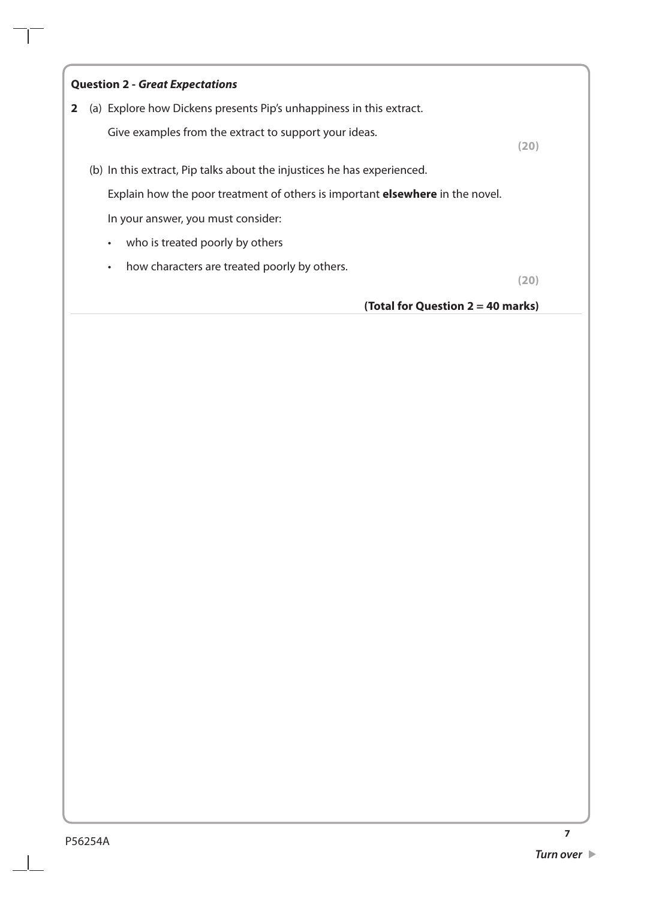**Question 2 - *Great Expectations***

**2** (a) Explore how Dickens presents Pip's unhappiness in this extract.

Give examples from the extract to support your ideas.

**(20)**

(b) In this extract, Pip talks about the injustices he has experienced.

Explain how the poor treatment of others is important **elsewhere** in the novel.

In your answer, you must consider:

- who is treated poorly by others
- how characters are treated poorly by others.

**(20)**

**(Total for Question 2 = 40 marks)**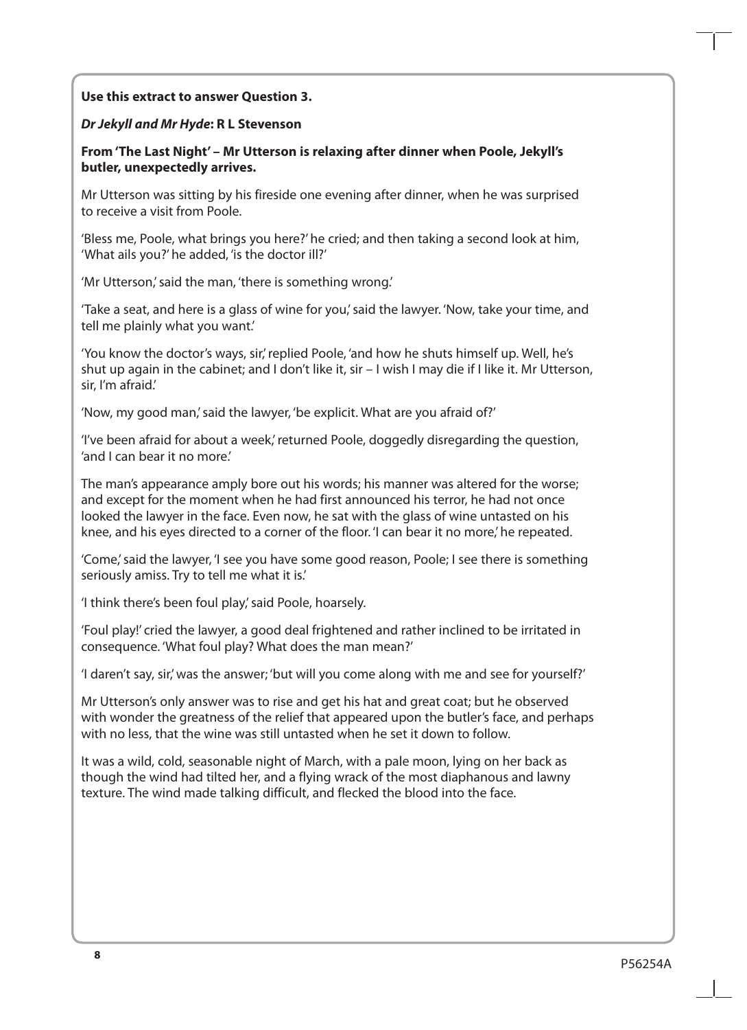**Use this extract to answer Question 3.**

***Dr Jekyll and Mr Hyde*: R L Stevenson**

**From 'The Last Night' – Mr Utterson is relaxing after dinner when Poole, Jekyll's butler, unexpectedly arrives.**

Mr Utterson was sitting by his fireside one evening after dinner, when he was surprised to receive a visit from Poole.

'Bless me, Poole, what brings you here?' he cried; and then taking a second look at him, 'What ails you?' he added, 'is the doctor ill?'

'Mr Utterson,' said the man, 'there is something wrong.'

'Take a seat, and here is a glass of wine for you,' said the lawyer. 'Now, take your time, and tell me plainly what you want.'

'You know the doctor's ways, sir,' replied Poole, 'and how he shuts himself up. Well, he's shut up again in the cabinet; and I don't like it, sir – I wish I may die if I like it. Mr Utterson, sir, I'm afraid.'

'Now, my good man,' said the lawyer, 'be explicit. What are you afraid of?'

'I've been afraid for about a week,' returned Poole, doggedly disregarding the question, 'and I can bear it no more.'

The man's appearance amply bore out his words; his manner was altered for the worse; and except for the moment when he had first announced his terror, he had not once looked the lawyer in the face. Even now, he sat with the glass of wine untasted on his knee, and his eyes directed to a corner of the floor. 'I can bear it no more,' he repeated.

'Come,' said the lawyer, 'I see you have some good reason, Poole; I see there is something seriously amiss. Try to tell me what it is.'

'I think there's been foul play,' said Poole, hoarsely.

'Foul play!' cried the lawyer, a good deal frightened and rather inclined to be irritated in consequence. 'What foul play? What does the man mean?'

'I daren't say, sir,' was the answer; 'but will you come along with me and see for yourself?'

Mr Utterson's only answer was to rise and get his hat and great coat; but he observed with wonder the greatness of the relief that appeared upon the butler's face, and perhaps with no less, that the wine was still untasted when he set it down to follow.

It was a wild, cold, seasonable night of March, with a pale moon, lying on her back as though the wind had tilted her, and a flying wrack of the most diaphanous and lawny texture. The wind made talking difficult, and flecked the blood into the face.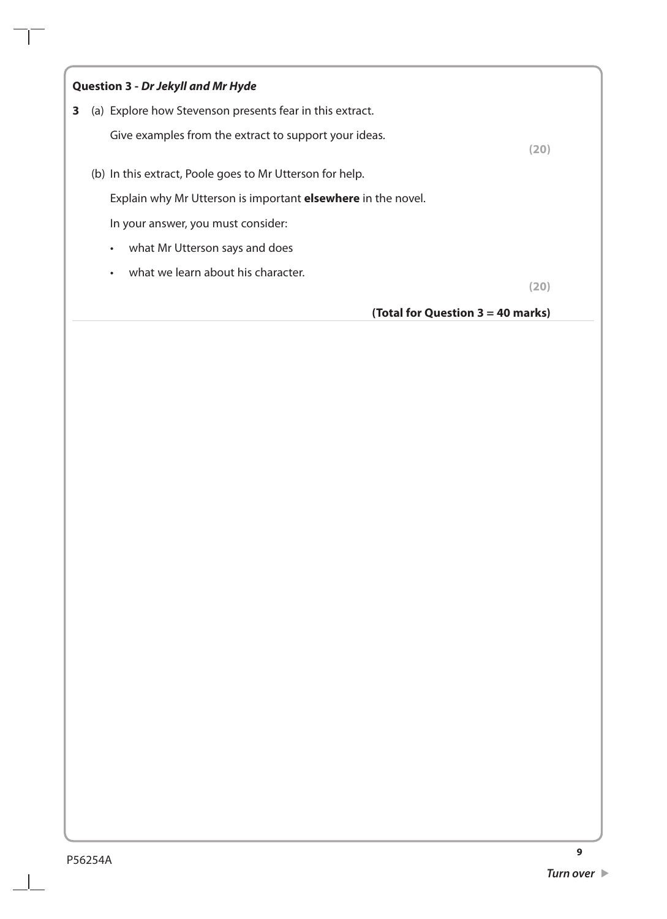**Question 3 - *Dr Jekyll and Mr Hyde***

**3** (a) Explore how Stevenson presents fear in this extract.

Give examples from the extract to support your ideas.

**(20)**

(b) In this extract, Poole goes to Mr Utterson for help.

Explain why Mr Utterson is important **elsewhere** in the novel.

In your answer, you must consider:

- what Mr Utterson says and does
- what we learn about his character.

**(20)**

**(Total for Question 3 = 40 marks)**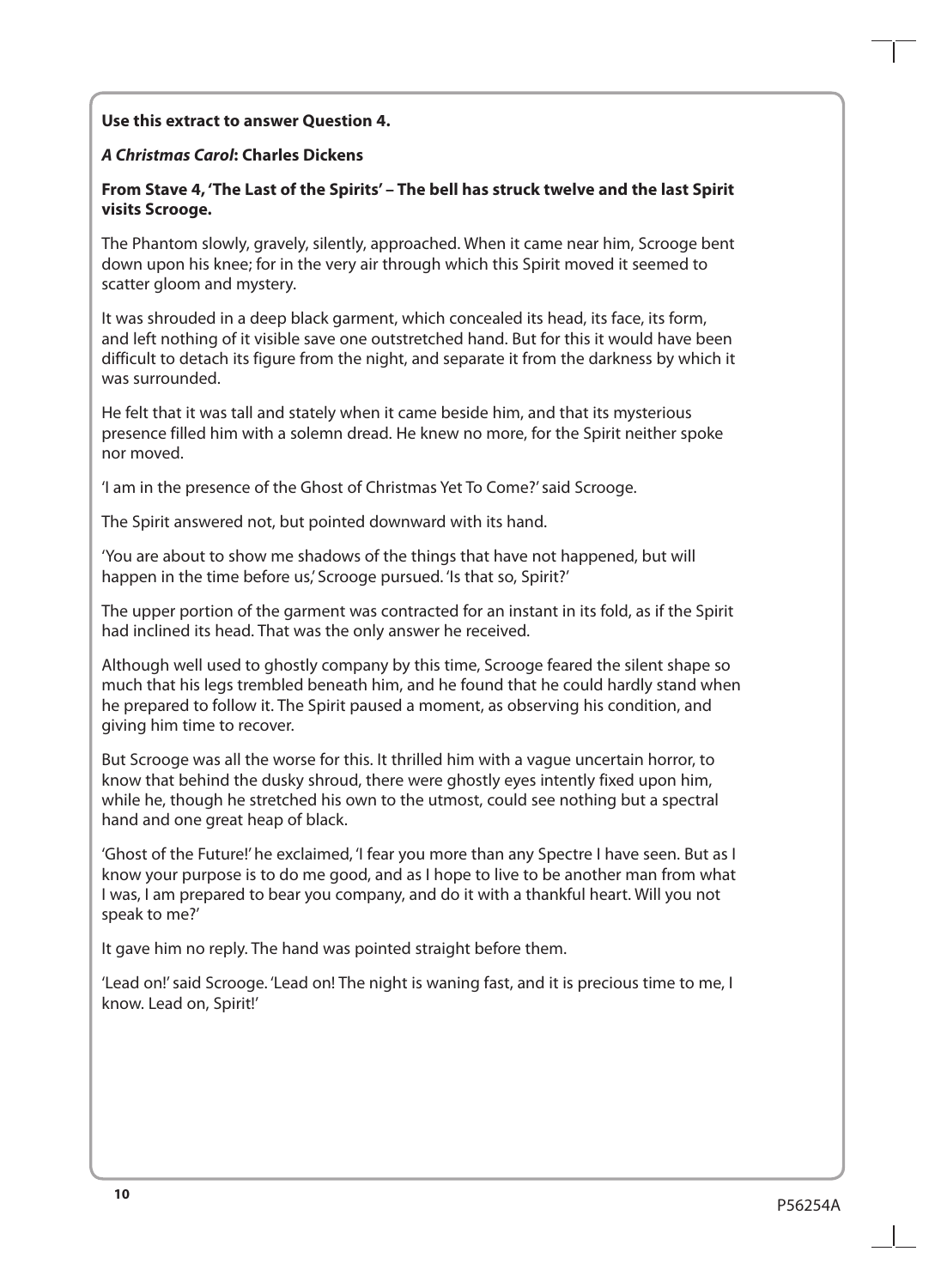**Use this extract to answer Question 4.**

***A Christmas Carol*: Charles Dickens**

**From Stave 4, 'The Last of the Spirits' – The bell has struck twelve and the last Spirit visits Scrooge.**

The Phantom slowly, gravely, silently, approached. When it came near him, Scrooge bent down upon his knee; for in the very air through which this Spirit moved it seemed to scatter gloom and mystery.

It was shrouded in a deep black garment, which concealed its head, its face, its form, and left nothing of it visible save one outstretched hand. But for this it would have been difficult to detach its figure from the night, and separate it from the darkness by which it was surrounded.

He felt that it was tall and stately when it came beside him, and that its mysterious presence filled him with a solemn dread. He knew no more, for the Spirit neither spoke nor moved.

'I am in the presence of the Ghost of Christmas Yet To Come?' said Scrooge.

The Spirit answered not, but pointed downward with its hand.

'You are about to show me shadows of the things that have not happened, but will happen in the time before us,' Scrooge pursued. 'Is that so, Spirit?'

The upper portion of the garment was contracted for an instant in its fold, as if the Spirit had inclined its head. That was the only answer he received.

Although well used to ghostly company by this time, Scrooge feared the silent shape so much that his legs trembled beneath him, and he found that he could hardly stand when he prepared to follow it. The Spirit paused a moment, as observing his condition, and giving him time to recover.

But Scrooge was all the worse for this. It thrilled him with a vague uncertain horror, to know that behind the dusky shroud, there were ghostly eyes intently fixed upon him, while he, though he stretched his own to the utmost, could see nothing but a spectral hand and one great heap of black.

'Ghost of the Future!' he exclaimed, 'I fear you more than any Spectre I have seen. But as I know your purpose is to do me good, and as I hope to live to be another man from what I was, I am prepared to bear you company, and do it with a thankful heart. Will you not speak to me?'

It gave him no reply. The hand was pointed straight before them.

'Lead on!' said Scrooge. 'Lead on! The night is waning fast, and it is precious time to me, I know. Lead on, Spirit!'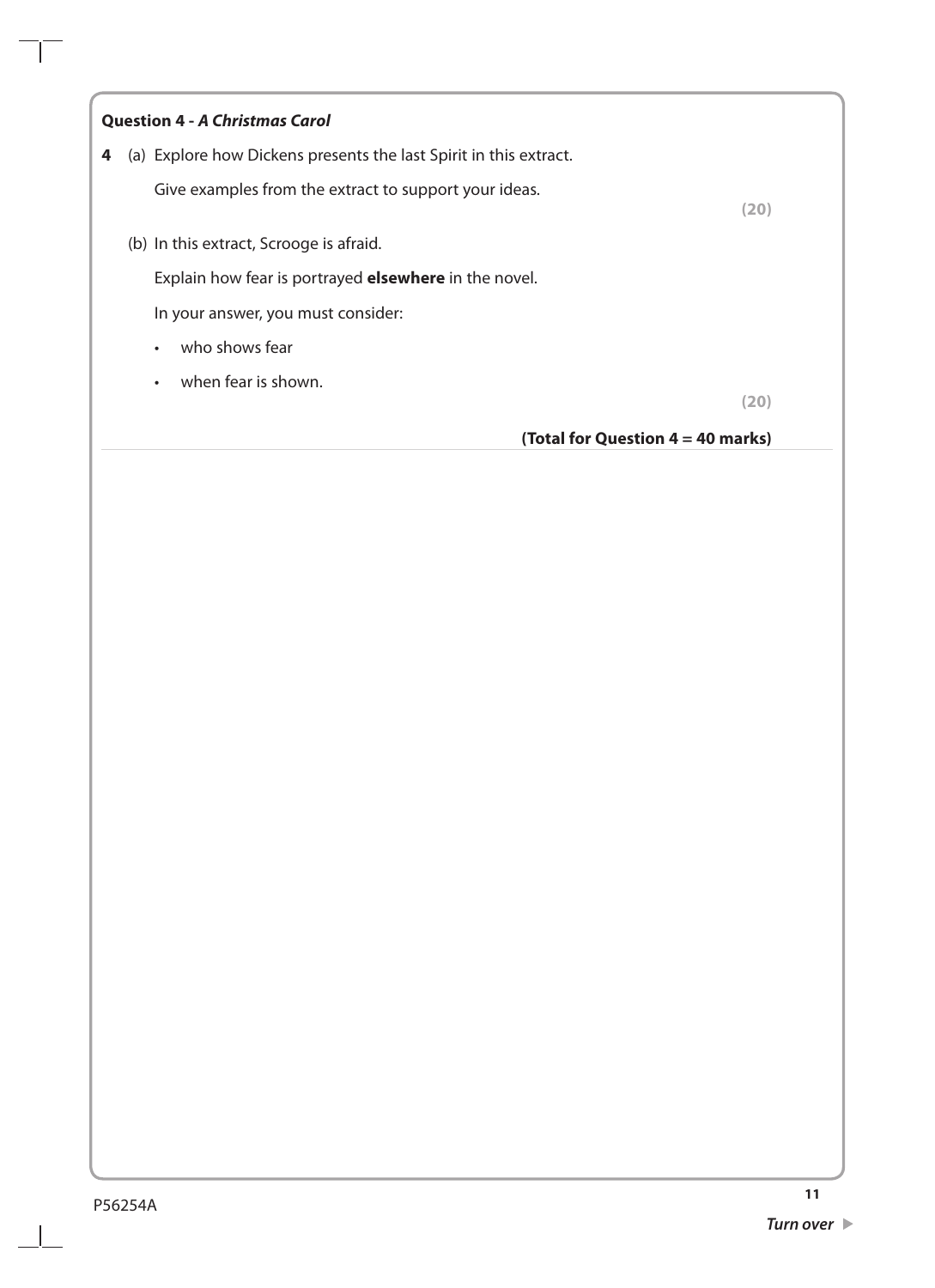**Question 4 - *A Christmas Carol***

**4** (a) Explore how Dickens presents the last Spirit in this extract.

Give examples from the extract to support your ideas.

**(20)**

(b) In this extract, Scrooge is afraid.

Explain how fear is portrayed **elsewhere** in the novel.

In your answer, you must consider:

- who shows fear
- when fear is shown.

**(20)**

**(Total for Question 4 = 40 marks)**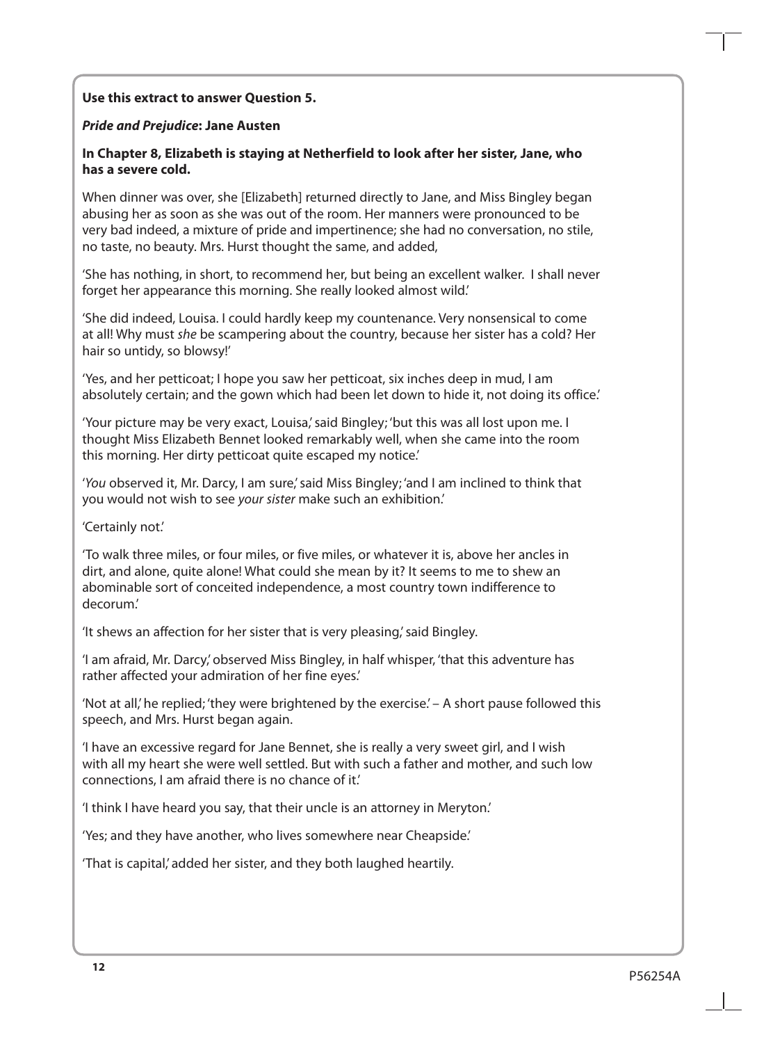**Use this extract to answer Question 5.**

***Pride and Prejudice*: Jane Austen**

**In Chapter 8, Elizabeth is staying at Netherfield to look after her sister, Jane, who has a severe cold.**

When dinner was over, she [Elizabeth] returned directly to Jane, and Miss Bingley began abusing her as soon as she was out of the room. Her manners were pronounced to be very bad indeed, a mixture of pride and impertinence; she had no conversation, no stile, no taste, no beauty. Mrs. Hurst thought the same, and added,

'She has nothing, in short, to recommend her, but being an excellent walker. I shall never forget her appearance this morning. She really looked almost wild.'

'She did indeed, Louisa. I could hardly keep my countenance. Very nonsensical to come at all! Why must *she* be scampering about the country, because her sister has a cold? Her hair so untidy, so blowsy!'

'Yes, and her petticoat; I hope you saw her petticoat, six inches deep in mud, I am absolutely certain; and the gown which had been let down to hide it, not doing its office.'

'Your picture may be very exact, Louisa,' said Bingley; 'but this was all lost upon me. I thought Miss Elizabeth Bennet looked remarkably well, when she came into the room this morning. Her dirty petticoat quite escaped my notice.'

'*You* observed it, Mr. Darcy, I am sure,' said Miss Bingley; 'and I am inclined to think that you would not wish to see *your sister* make such an exhibition.'

'Certainly not.'

'To walk three miles, or four miles, or five miles, or whatever it is, above her ancles in dirt, and alone, quite alone! What could she mean by it? It seems to me to shew an abominable sort of conceited independence, a most country town indifference to decorum.'

'It shews an affection for her sister that is very pleasing,' said Bingley.

'I am afraid, Mr. Darcy,' observed Miss Bingley, in half whisper, 'that this adventure has rather affected your admiration of her fine eyes.'

'Not at all,' he replied; 'they were brightened by the exercise.' – A short pause followed this speech, and Mrs. Hurst began again.

'I have an excessive regard for Jane Bennet, she is really a very sweet girl, and I wish with all my heart she were well settled. But with such a father and mother, and such low connections, I am afraid there is no chance of it.'

'I think I have heard you say, that their uncle is an attorney in Meryton.'

'Yes; and they have another, who lives somewhere near Cheapside.'

'That is capital,' added her sister, and they both laughed heartily.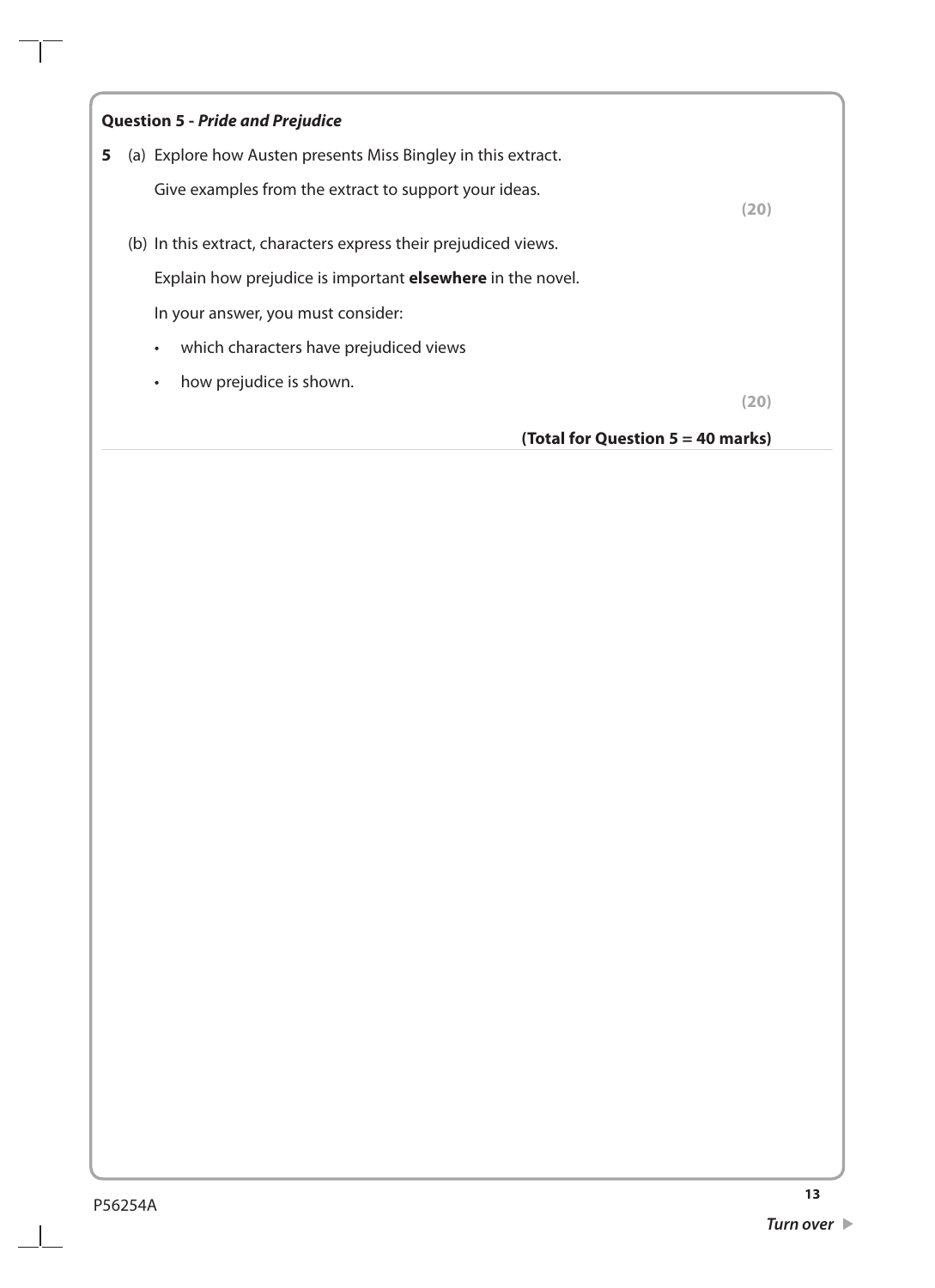**Question 5 - *Pride and Prejudice***

**5** (a) Explore how Austen presents Miss Bingley in this extract.

Give examples from the extract to support your ideas.

**(20)**

(b) In this extract, characters express their prejudiced views.

Explain how prejudice is important **elsewhere** in the novel.

In your answer, you must consider:

- which characters have prejudiced views
- how prejudice is shown.

**(20)**

**(Total for Question 5 = 40 marks)**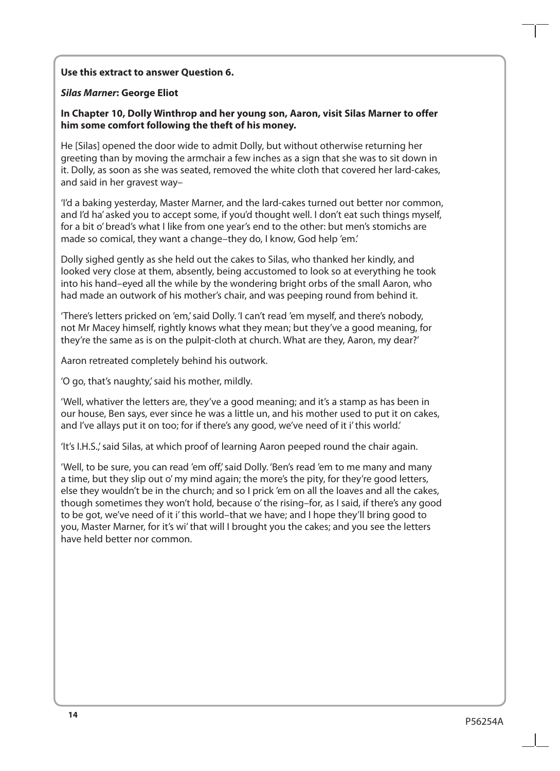**Use this extract to answer Question 6.**

***Silas Marner*: George Eliot**

**In Chapter 10, Dolly Winthrop and her young son, Aaron, visit Silas Marner to offer him some comfort following the theft of his money.**

He [Silas] opened the door wide to admit Dolly, but without otherwise returning her greeting than by moving the armchair a few inches as a sign that she was to sit down in it. Dolly, as soon as she was seated, removed the white cloth that covered her lard-cakes, and said in her gravest way–

'I'd a baking yesterday, Master Marner, and the lard-cakes turned out better nor common, and I'd ha' asked you to accept some, if you'd thought well. I don't eat such things myself, for a bit o' bread's what I like from one year's end to the other: but men's stomichs are made so comical, they want a change–they do, I know, God help 'em.'

Dolly sighed gently as she held out the cakes to Silas, who thanked her kindly, and looked very close at them, absently, being accustomed to look so at everything he took into his hand–eyed all the while by the wondering bright orbs of the small Aaron, who had made an outwork of his mother's chair, and was peeping round from behind it.

'There's letters pricked on 'em,' said Dolly. 'I can't read 'em myself, and there's nobody, not Mr Macey himself, rightly knows what they mean; but they've a good meaning, for they're the same as is on the pulpit-cloth at church. What are they, Aaron, my dear?'

Aaron retreated completely behind his outwork.

'O go, that's naughty,' said his mother, mildly.

'Well, whativer the letters are, they've a good meaning; and it's a stamp as has been in our house, Ben says, ever since he was a little un, and his mother used to put it on cakes, and I've allays put it on too; for if there's any good, we've need of it i' this world.'

'It's I.H.S.,' said Silas, at which proof of learning Aaron peeped round the chair again.

'Well, to be sure, you can read 'em off,' said Dolly. 'Ben's read 'em to me many and many a time, but they slip out o' my mind again; the more's the pity, for they're good letters, else they wouldn't be in the church; and so I prick 'em on all the loaves and all the cakes, though sometimes they won't hold, because o' the rising–for, as I said, if there's any good to be got, we've need of it i' this world–that we have; and I hope they'll bring good to you, Master Marner, for it's wi' that will I brought you the cakes; and you see the letters have held better nor common.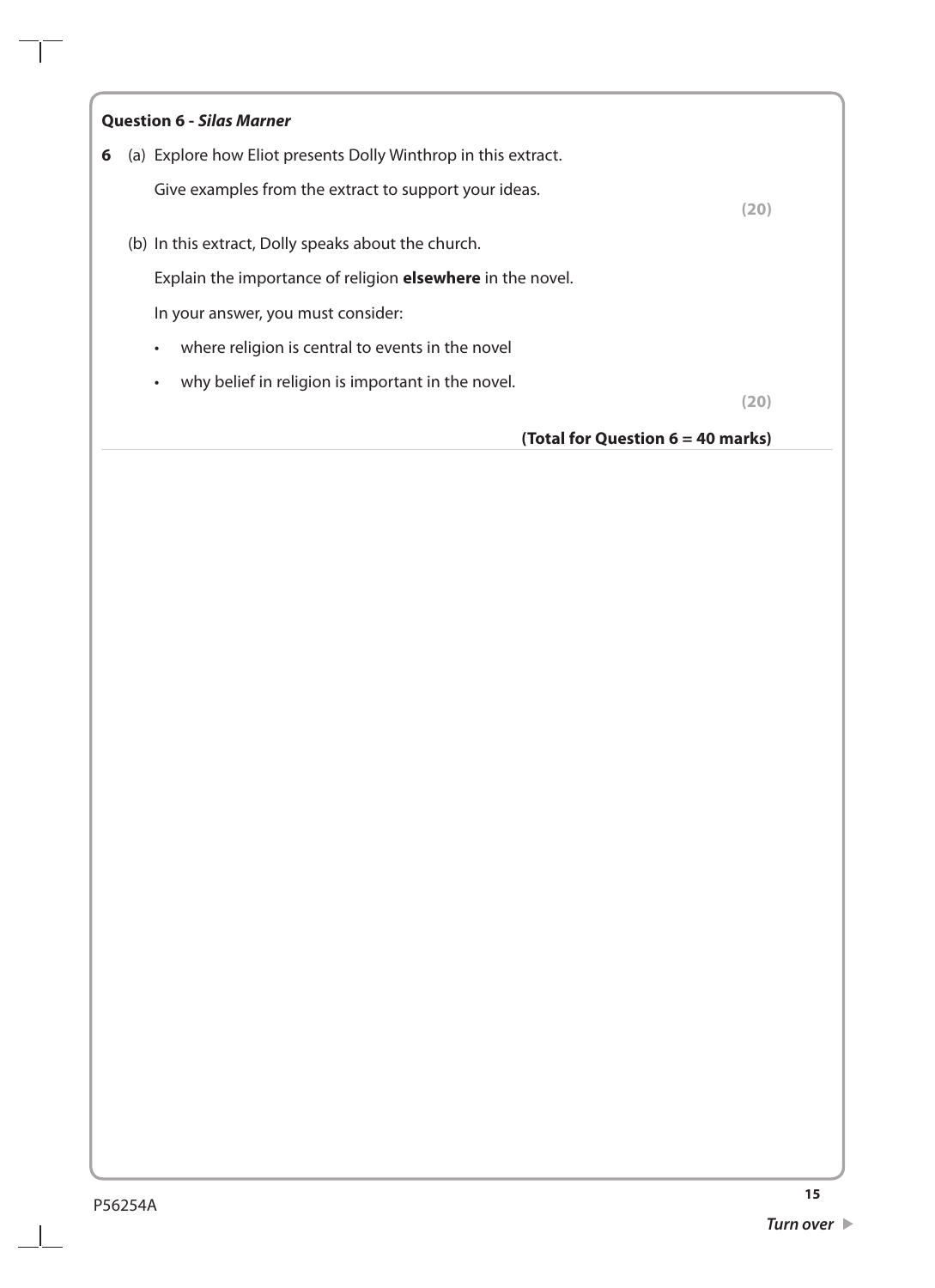**Question 6 - *Silas Marner***

**6** (a) Explore how Eliot presents Dolly Winthrop in this extract.

Give examples from the extract to support your ideas.

**(20)**

(b) In this extract, Dolly speaks about the church.

Explain the importance of religion **elsewhere** in the novel.

In your answer, you must consider:

- where religion is central to events in the novel
- why belief in religion is important in the novel.

**(20)**

**(Total for Question 6 = 40 marks)**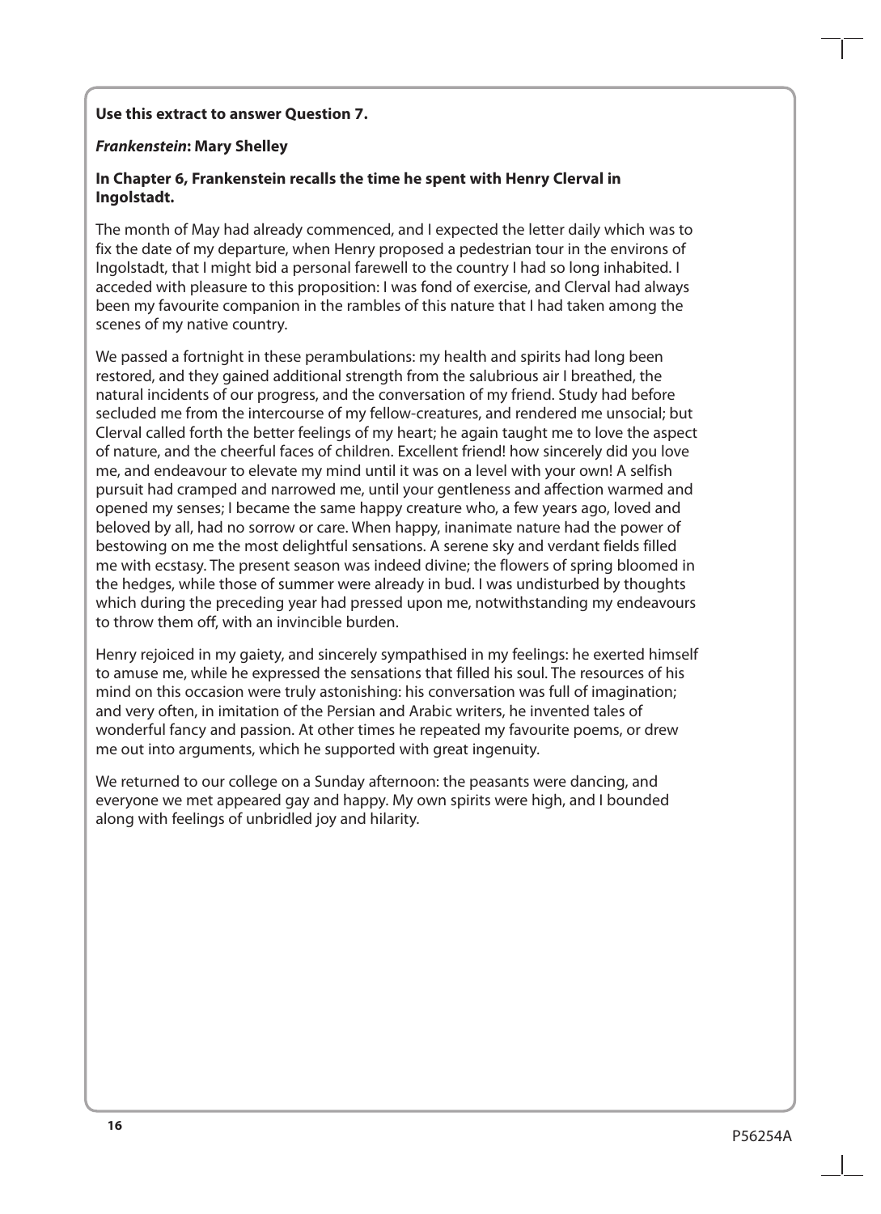**Use this extract to answer Question 7.**

***Frankenstein*: Mary Shelley**

**In Chapter 6, Frankenstein recalls the time he spent with Henry Clerval in Ingolstadt.**

The month of May had already commenced, and I expected the letter daily which was to fix the date of my departure, when Henry proposed a pedestrian tour in the environs of Ingolstadt, that I might bid a personal farewell to the country I had so long inhabited. I acceded with pleasure to this proposition: I was fond of exercise, and Clerval had always been my favourite companion in the rambles of this nature that I had taken among the scenes of my native country.

We passed a fortnight in these perambulations: my health and spirits had long been restored, and they gained additional strength from the salubrious air I breathed, the natural incidents of our progress, and the conversation of my friend. Study had before secluded me from the intercourse of my fellow-creatures, and rendered me unsocial; but Clerval called forth the better feelings of my heart; he again taught me to love the aspect of nature, and the cheerful faces of children. Excellent friend! how sincerely did you love me, and endeavour to elevate my mind until it was on a level with your own! A selfish pursuit had cramped and narrowed me, until your gentleness and affection warmed and opened my senses; I became the same happy creature who, a few years ago, loved and beloved by all, had no sorrow or care. When happy, inanimate nature had the power of bestowing on me the most delightful sensations. A serene sky and verdant fields filled me with ecstasy. The present season was indeed divine; the flowers of spring bloomed in the hedges, while those of summer were already in bud. I was undisturbed by thoughts which during the preceding year had pressed upon me, notwithstanding my endeavours to throw them off, with an invincible burden.

Henry rejoiced in my gaiety, and sincerely sympathised in my feelings: he exerted himself to amuse me, while he expressed the sensations that filled his soul. The resources of his mind on this occasion were truly astonishing: his conversation was full of imagination; and very often, in imitation of the Persian and Arabic writers, he invented tales of wonderful fancy and passion. At other times he repeated my favourite poems, or drew me out into arguments, which he supported with great ingenuity.

We returned to our college on a Sunday afternoon: the peasants were dancing, and everyone we met appeared gay and happy. My own spirits were high, and I bounded along with feelings of unbridled joy and hilarity.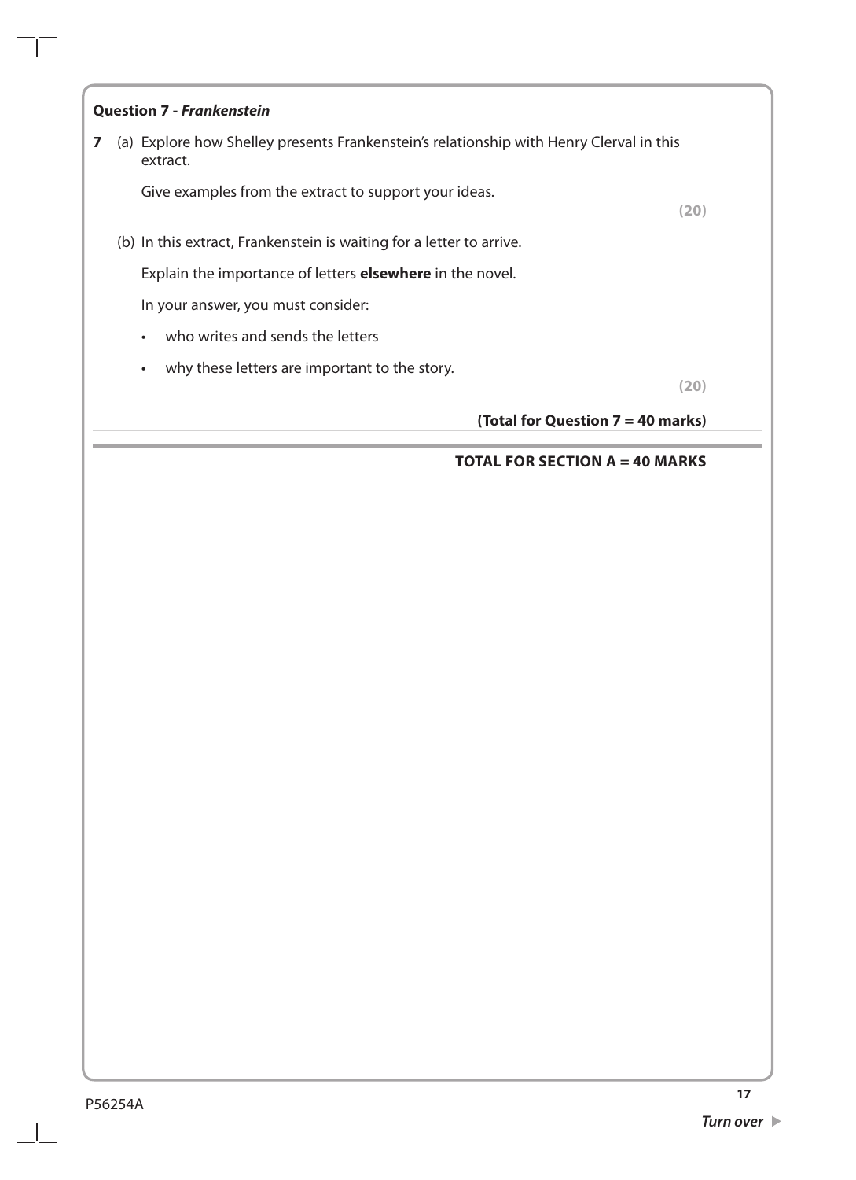**Question 7 - *Frankenstein***

**7** (a) Explore how Shelley presents Frankenstein's relationship with Henry Clerval in this extract.

Give examples from the extract to support your ideas.

**(20)**

(b) In this extract, Frankenstein is waiting for a letter to arrive.

Explain the importance of letters **elsewhere** in the novel.

In your answer, you must consider:

- who writes and sends the letters
- why these letters are important to the story.

**(20)**

**(Total for Question 7 = 40 marks)**

**TOTAL FOR SECTION A = 40 MARKS**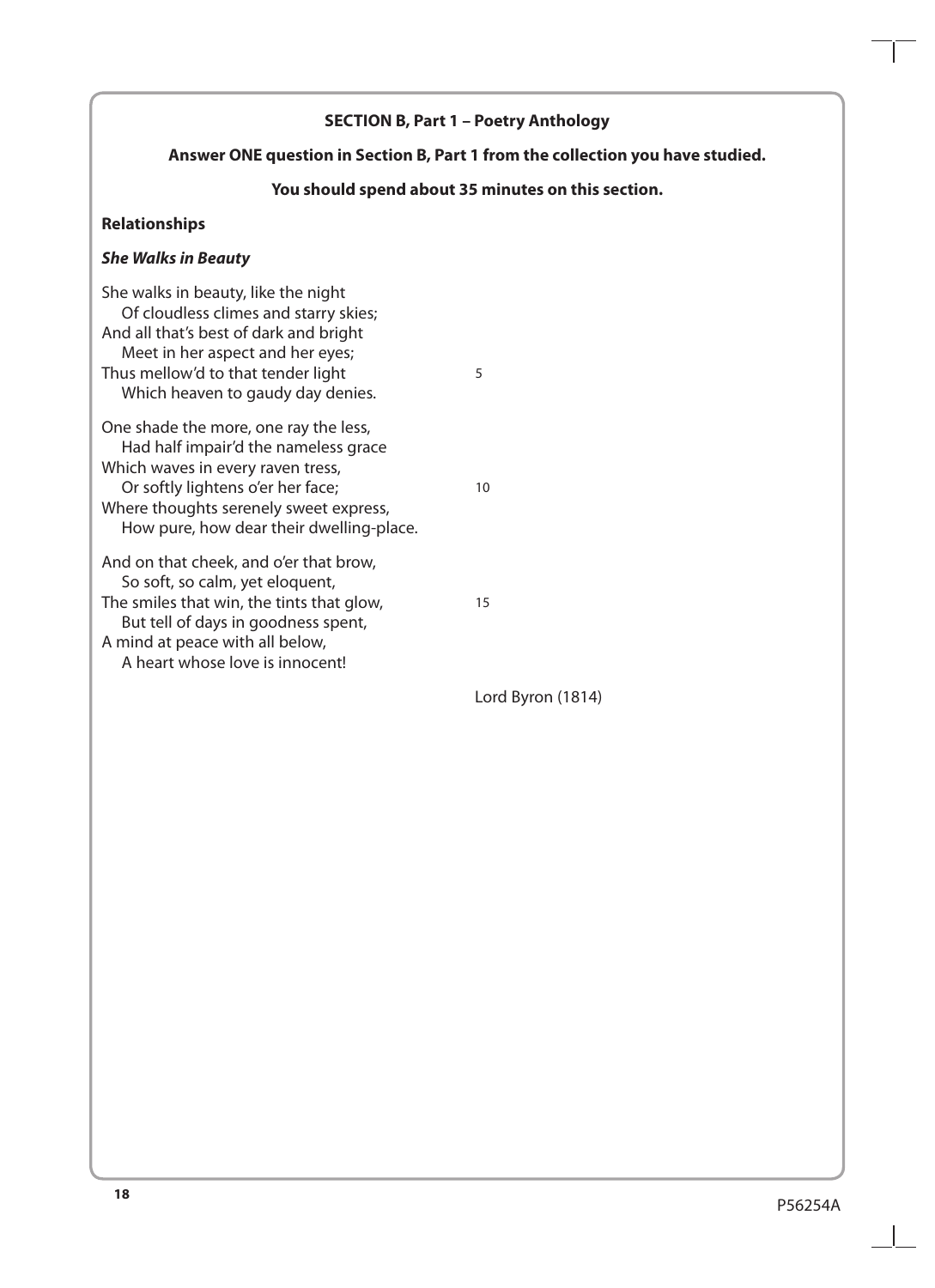**SECTION B, Part 1 – Poetry Anthology**

**Answer ONE question in Section B, Part 1 from the collection you have studied.**

**You should spend about 35 minutes on this section.**

**Relationships**

***She Walks in Beauty***

She walks in beauty, like the night  
Of cloudless climes and starry skies;  
And all that's best of dark and bright  
Meet in her aspect and her eyes;  
Thus mellow'd to that tender light (5)  
Which heaven to gaudy day denies.

One shade the more, one ray the less,  
Had half impair'd the nameless grace  
Which waves in every raven tress,  
Or softly lightens o'er her face; (10)  
Where thoughts serenely sweet express,  
How pure, how dear their dwelling-place.

And on that cheek, and o'er that brow,  
So soft, so calm, yet eloquent,  
The smiles that win, the tints that glow, (15)  
But tell of days in goodness spent,  
A mind at peace with all below,  
A heart whose love is innocent!

Lord Byron (1814)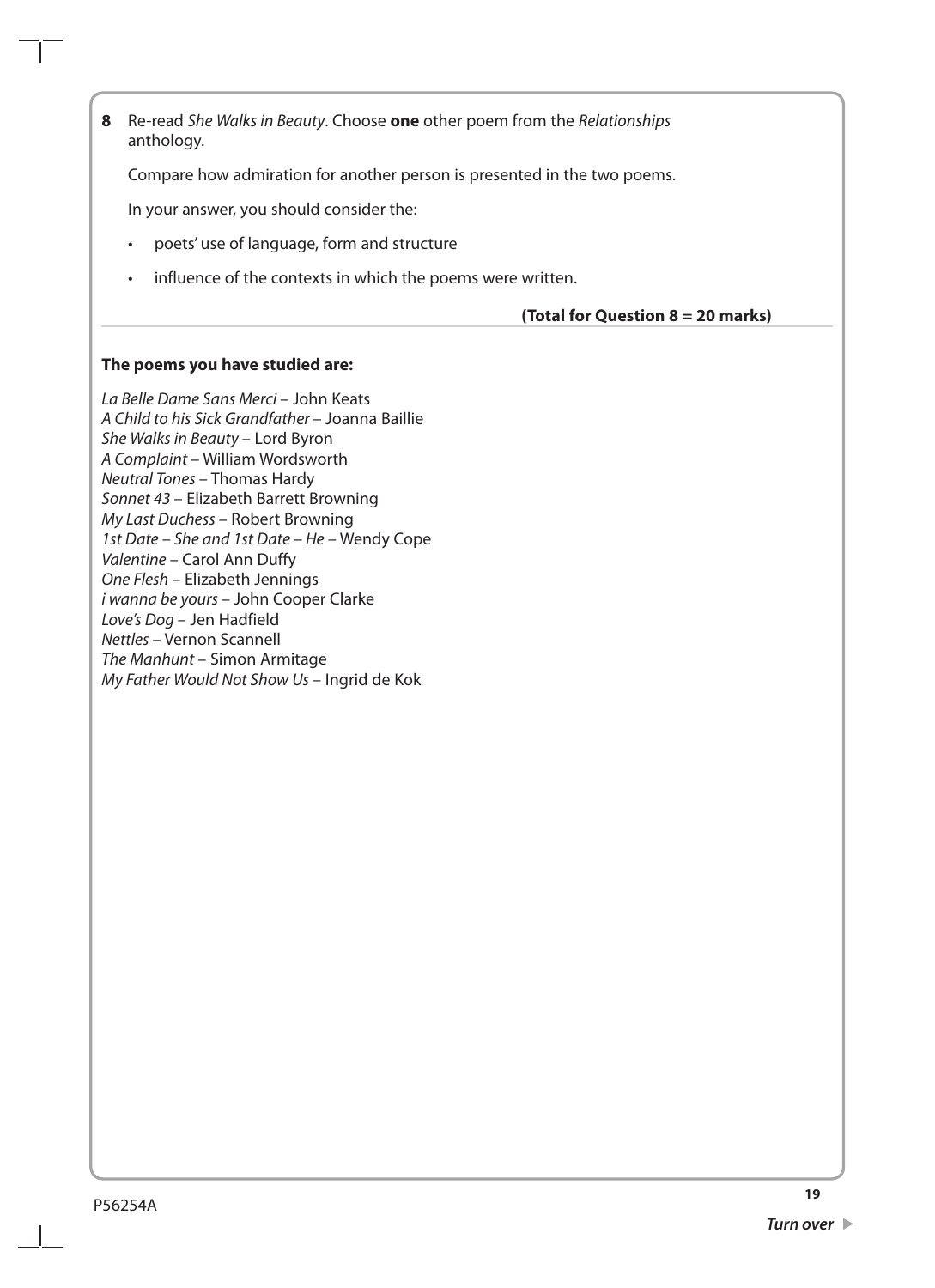**8** Re-read *She Walks in Beauty*. Choose **one** other poem from the *Relationships* anthology.

Compare how admiration for another person is presented in the two poems.

In your answer, you should consider the:

- poets' use of language, form and structure
- influence of the contexts in which the poems were written.

**(Total for Question 8 = 20 marks)**

**The poems you have studied are:**

*La Belle Dame Sans Merci* – John Keats
*A Child to his Sick Grandfather* – Joanna Baillie
*She Walks in Beauty* – Lord Byron
*A Complaint* – William Wordsworth
*Neutral Tones* – Thomas Hardy
*Sonnet 43* – Elizabeth Barrett Browning
*My Last Duchess* – Robert Browning
*1st Date – She and 1st Date – He* – Wendy Cope
*Valentine* – Carol Ann Duffy
*One Flesh* – Elizabeth Jennings
*i wanna be yours* – John Cooper Clarke
*Love's Dog* – Jen Hadfield
*Nettles* – Vernon Scannell
*The Manhunt* – Simon Armitage
*My Father Would Not Show Us* – Ingrid de Kok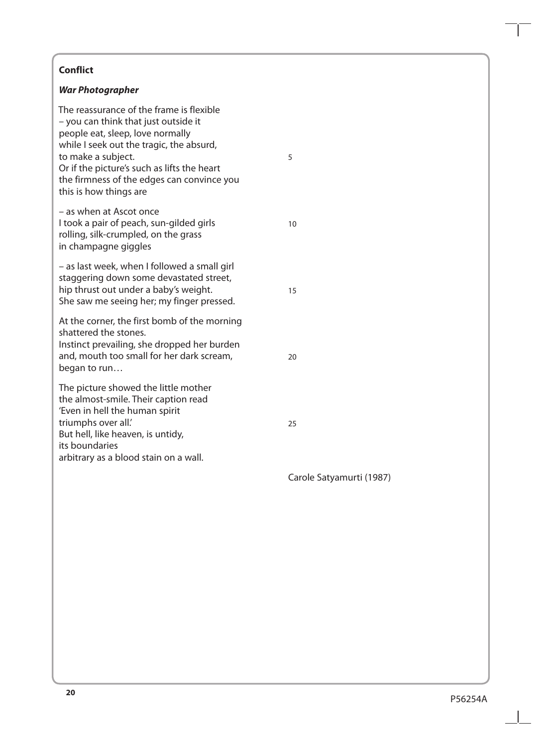**Conflict**

***War Photographer***

The reassurance of the frame is flexible
– you can think that just outside it
people eat, sleep, love normally
while I seek out the tragic, the absurd,
to make a subject. 5
Or if the picture's such as lifts the heart
the firmness of the edges can convince you
this is how things are

– as when at Ascot once
I took a pair of peach, sun-gilded girls 10
rolling, silk-crumpled, on the grass
in champagne giggles

– as last week, when I followed a small girl
staggering down some devastated street,
hip thrust out under a baby's weight. 15
She saw me seeing her; my finger pressed.

At the corner, the first bomb of the morning
shattered the stones.
Instinct prevailing, she dropped her burden
and, mouth too small for her dark scream, 20
began to run…

The picture showed the little mother
the almost-smile. Their caption read
'Even in hell the human spirit
triumphs over all.' 25
But hell, like heaven, is untidy,
its boundaries
arbitrary as a blood stain on a wall.

Carole Satyamurti (1987)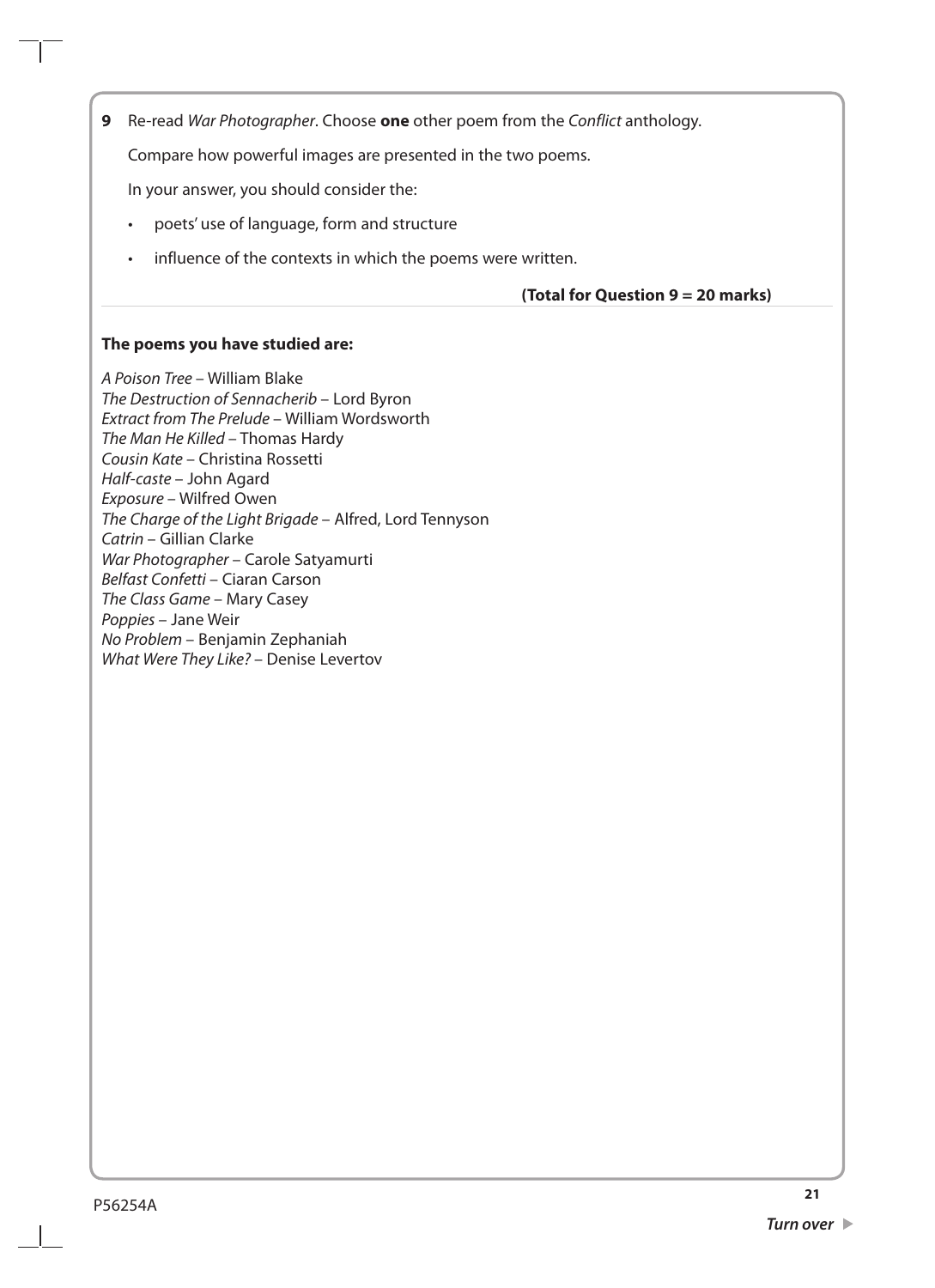**9** Re-read *War Photographer*. Choose **one** other poem from the *Conflict* anthology.

Compare how powerful images are presented in the two poems.

In your answer, you should consider the:

- poets' use of language, form and structure
- influence of the contexts in which the poems were written.

**(Total for Question 9 = 20 marks)**

**The poems you have studied are:**

*A Poison Tree* – William Blake
*The Destruction of Sennacherib* – Lord Byron
*Extract from The Prelude* – William Wordsworth
*The Man He Killed* – Thomas Hardy
*Cousin Kate* – Christina Rossetti
*Half-caste* – John Agard
*Exposure* – Wilfred Owen
*The Charge of the Light Brigade* – Alfred, Lord Tennyson
*Catrin* – Gillian Clarke
*War Photographer* – Carole Satyamurti
*Belfast Confetti* – Ciaran Carson
*The Class Game* – Mary Casey
*Poppies* – Jane Weir
*No Problem* – Benjamin Zephaniah
*What Were They Like?* – Denise Levertov

P56254A

*Turn over*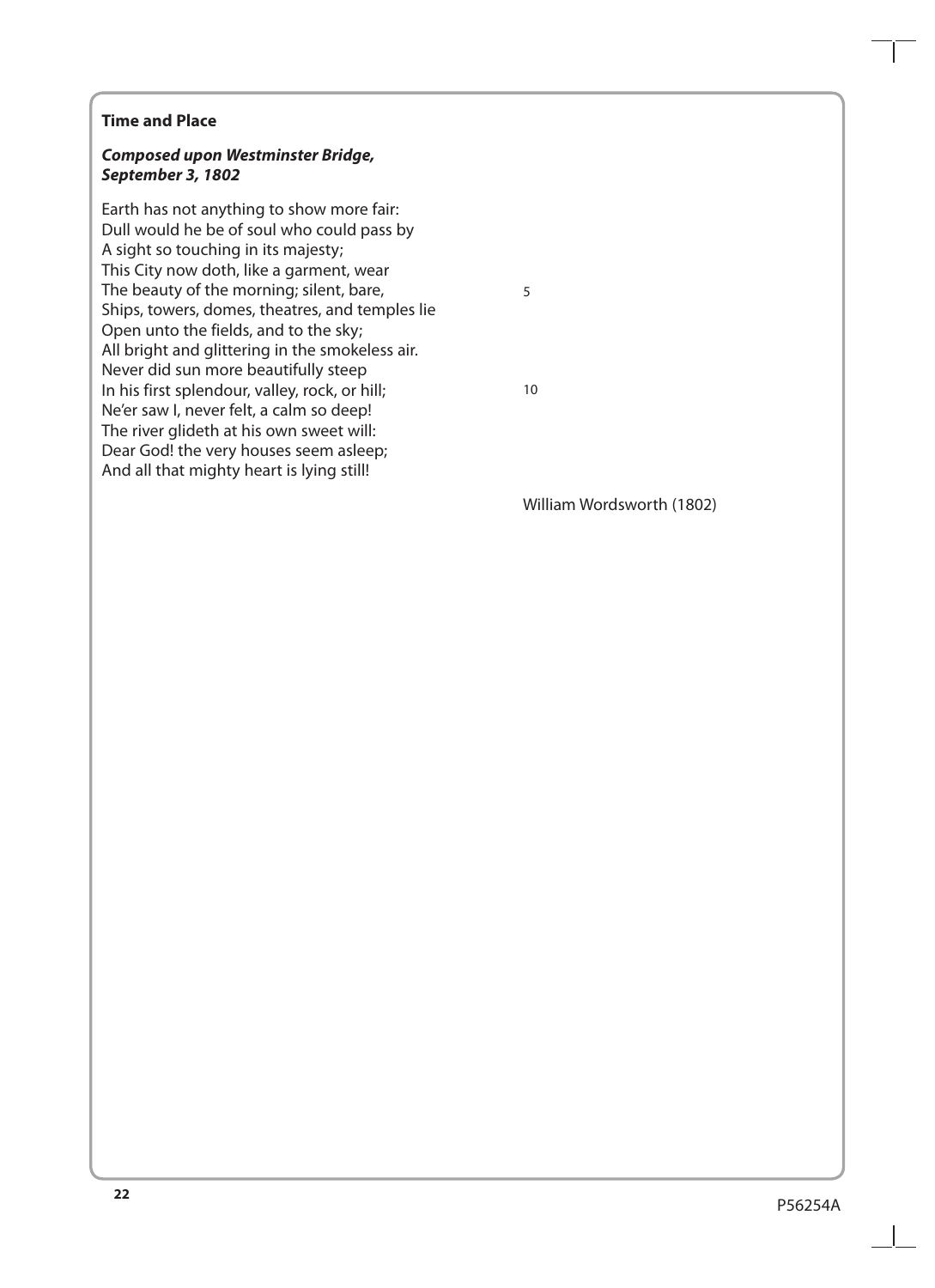**Time and Place**

***Composed upon Westminster Bridge, September 3, 1802***

Earth has not anything to show more fair:
Dull would he be of soul who could pass by
A sight so touching in its majesty;
This City now doth, like a garment, wear
The beauty of the morning; silent, bare, 5
Ships, towers, domes, theatres, and temples lie
Open unto the fields, and to the sky;
All bright and glittering in the smokeless air.
Never did sun more beautifully steep
In his first splendour, valley, rock, or hill; 10
Ne'er saw I, never felt, a calm so deep!
The river glideth at his own sweet will:
Dear God! the very houses seem asleep;
And all that mighty heart is lying still!

William Wordsworth (1802)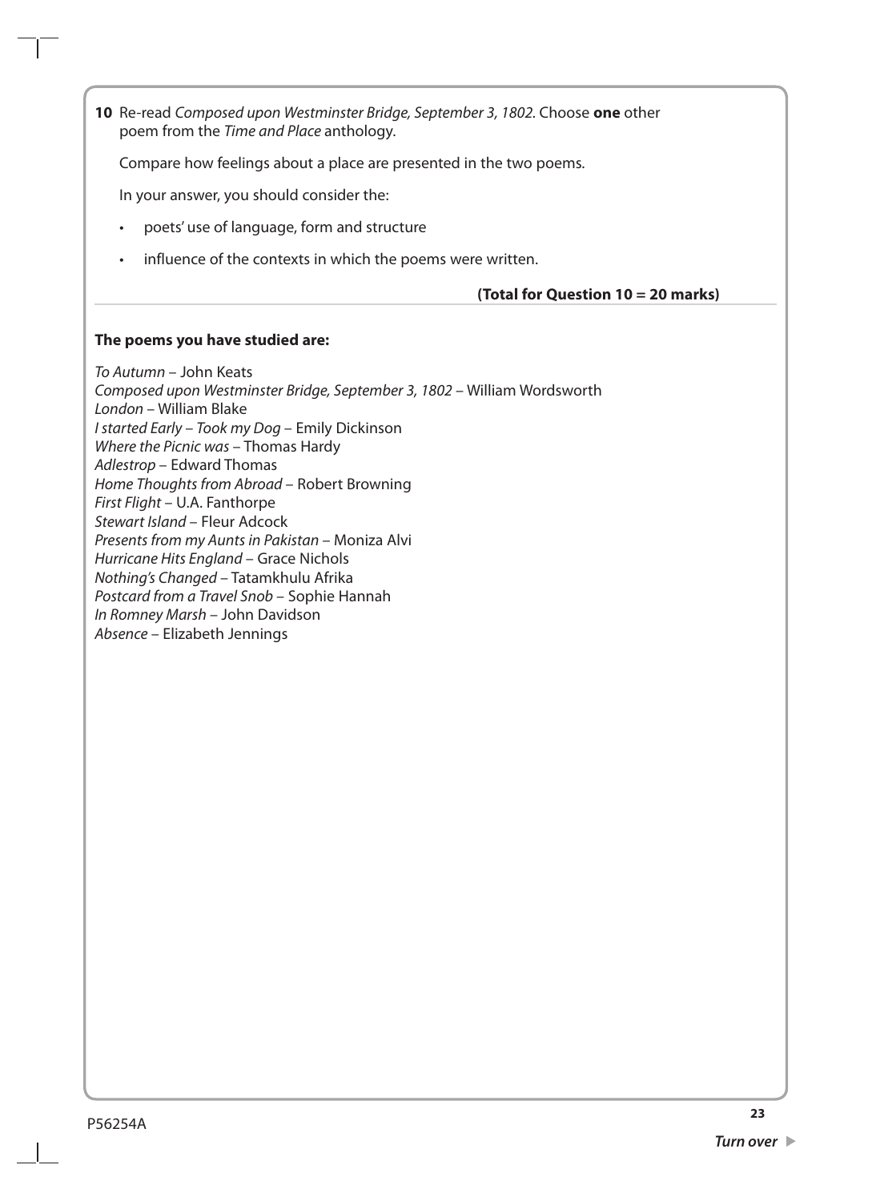**10** Re-read *Composed upon Westminster Bridge, September 3, 1802.* Choose **one** other poem from the *Time and Place* anthology.

Compare how feelings about a place are presented in the two poems.

In your answer, you should consider the:

- poets' use of language, form and structure
- influence of the contexts in which the poems were written.

**(Total for Question 10 = 20 marks)**

**The poems you have studied are:**

*To Autumn* – John Keats
*Composed upon Westminster Bridge, September 3, 1802* – William Wordsworth
*London* – William Blake
*I started Early – Took my Dog* – Emily Dickinson
*Where the Picnic was* – Thomas Hardy
*Adlestrop* – Edward Thomas
*Home Thoughts from Abroad* – Robert Browning
*First Flight* – U.A. Fanthorpe
*Stewart Island* – Fleur Adcock
*Presents from my Aunts in Pakistan* – Moniza Alvi
*Hurricane Hits England* – Grace Nichols
*Nothing's Changed* – Tatamkhulu Afrika
*Postcard from a Travel Snob* – Sophie Hannah
*In Romney Marsh* – John Davidson
*Absence* – Elizabeth Jennings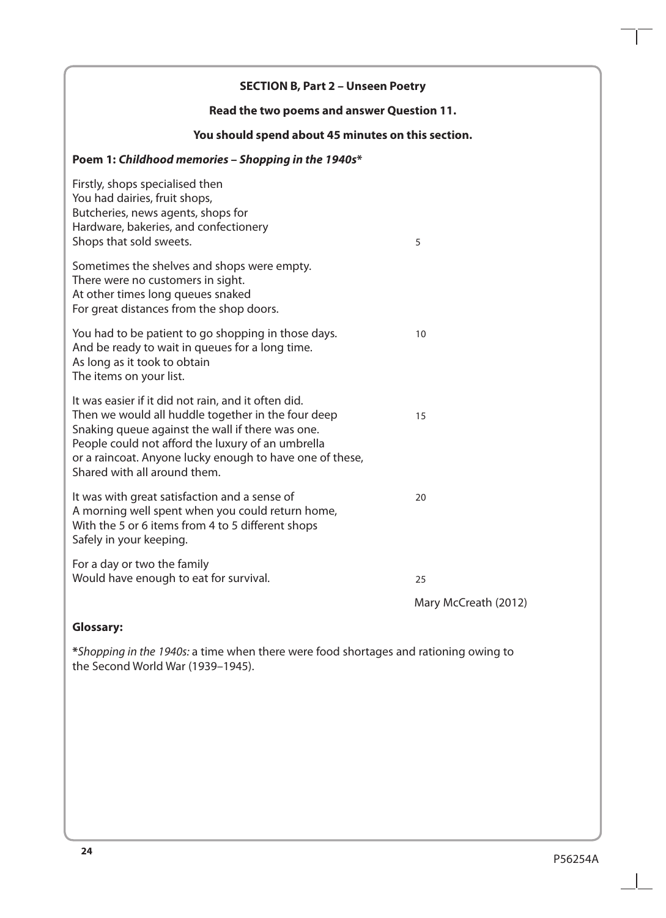**SECTION B, Part 2 – Unseen Poetry**

**Read the two poems and answer Question 11.**

**You should spend about 45 minutes on this section.**

**Poem 1: *Childhood memories – Shopping in the 1940s****

Firstly, shops specialised then
You had dairies, fruit shops,
Butcheries, news agents, shops for
Hardware, bakeries, and confectionery
Shops that sold sweets. 5

Sometimes the shelves and shops were empty.
There were no customers in sight.
At other times long queues snaked
For great distances from the shop doors.

You had to be patient to go shopping in those days. 10
And be ready to wait in queues for a long time.
As long as it took to obtain
The items on your list.

It was easier if it did not rain, and it often did.
Then we would all huddle together in the four deep 15
Snaking queue against the wall if there was one.
People could not afford the luxury of an umbrella
or a raincoat. Anyone lucky enough to have one of these,
Shared with all around them.

It was with great satisfaction and a sense of 20
A morning well spent when you could return home,
With the 5 or 6 items from 4 to 5 different shops
Safely in your keeping.

For a day or two the family
Would have enough to eat for survival. 25

Mary McCreath (2012)

**Glossary:**

***Shopping in the 1940s:*** a time when there were food shortages and rationing owing to the Second World War (1939–1945).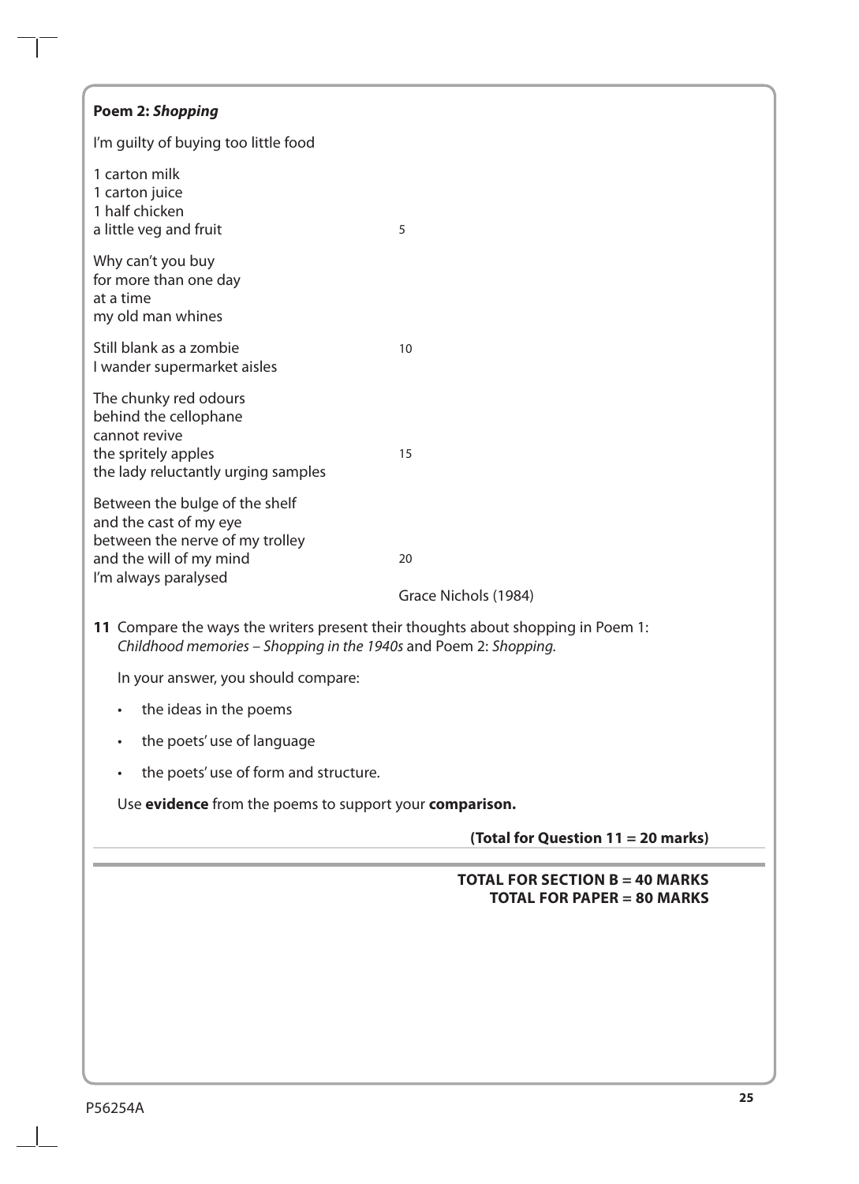**Poem 2: *Shopping***

I'm guilty of buying too little food

1 carton milk
1 carton juice
1 half chicken
a little veg and fruit 5

Why can't you buy
for more than one day
at a time
my old man whines

Still blank as a zombie 10
I wander supermarket aisles

The chunky red odours
behind the cellophane
cannot revive
the spritely apples 15
the lady reluctantly urging samples

Between the bulge of the shelf
and the cast of my eye
between the nerve of my trolley
and the will of my mind 20
I'm always paralysed

Grace Nichols (1984)

**11** Compare the ways the writers present their thoughts about shopping in Poem 1: *Childhood memories – Shopping in the 1940s* and Poem 2: *Shopping.*

In your answer, you should compare:

- the ideas in the poems
- the poets' use of language
- the poets' use of form and structure.

Use **evidence** from the poems to support your **comparison.**

**(Total for Question 11 = 20 marks)**

**TOTAL FOR SECTION B = 40 MARKS**
**TOTAL FOR PAPER = 80 MARKS**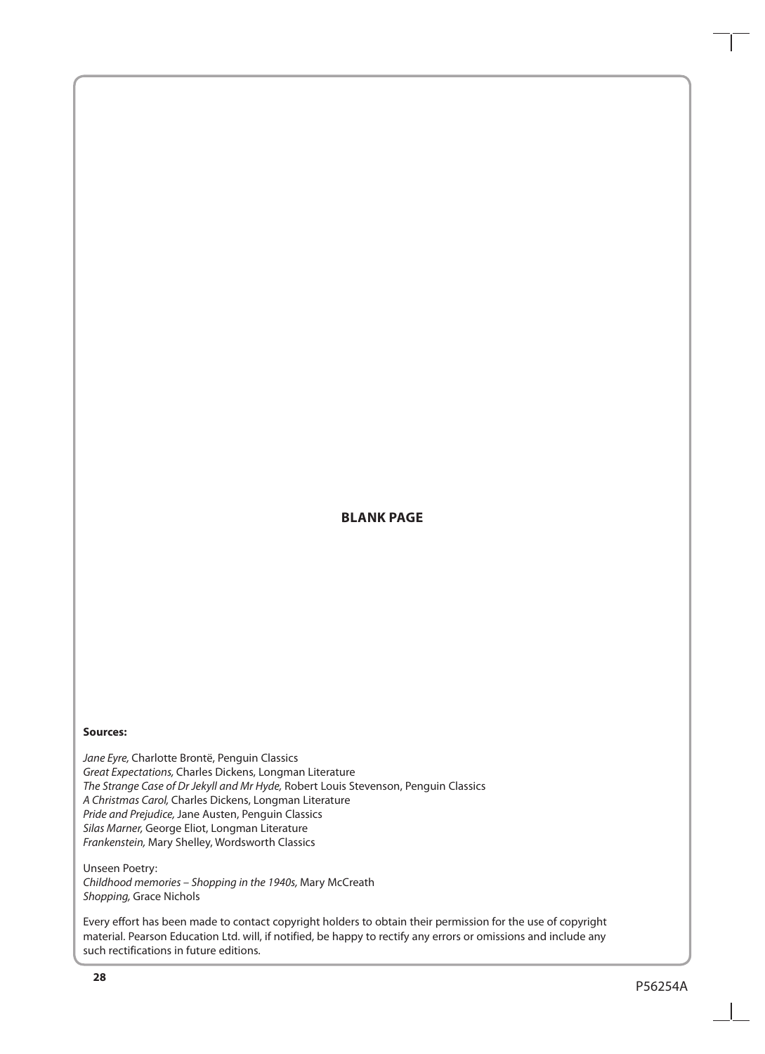**BLANK PAGE**

**Sources:**

*Jane Eyre,* Charlotte Brontë, Penguin Classics
*Great Expectations,* Charles Dickens, Longman Literature
*The Strange Case of Dr Jekyll and Mr Hyde,* Robert Louis Stevenson, Penguin Classics
*A Christmas Carol,* Charles Dickens, Longman Literature
*Pride and Prejudice,* Jane Austen, Penguin Classics
*Silas Marner,* George Eliot, Longman Literature
*Frankenstein,* Mary Shelley, Wordsworth Classics

Unseen Poetry:
*Childhood memories – Shopping in the 1940s,* Mary McCreath
*Shopping,* Grace Nichols

Every effort has been made to contact copyright holders to obtain their permission for the use of copyright material. Pearson Education Ltd. will, if notified, be happy to rectify any errors or omissions and include any such rectifications in future editions.